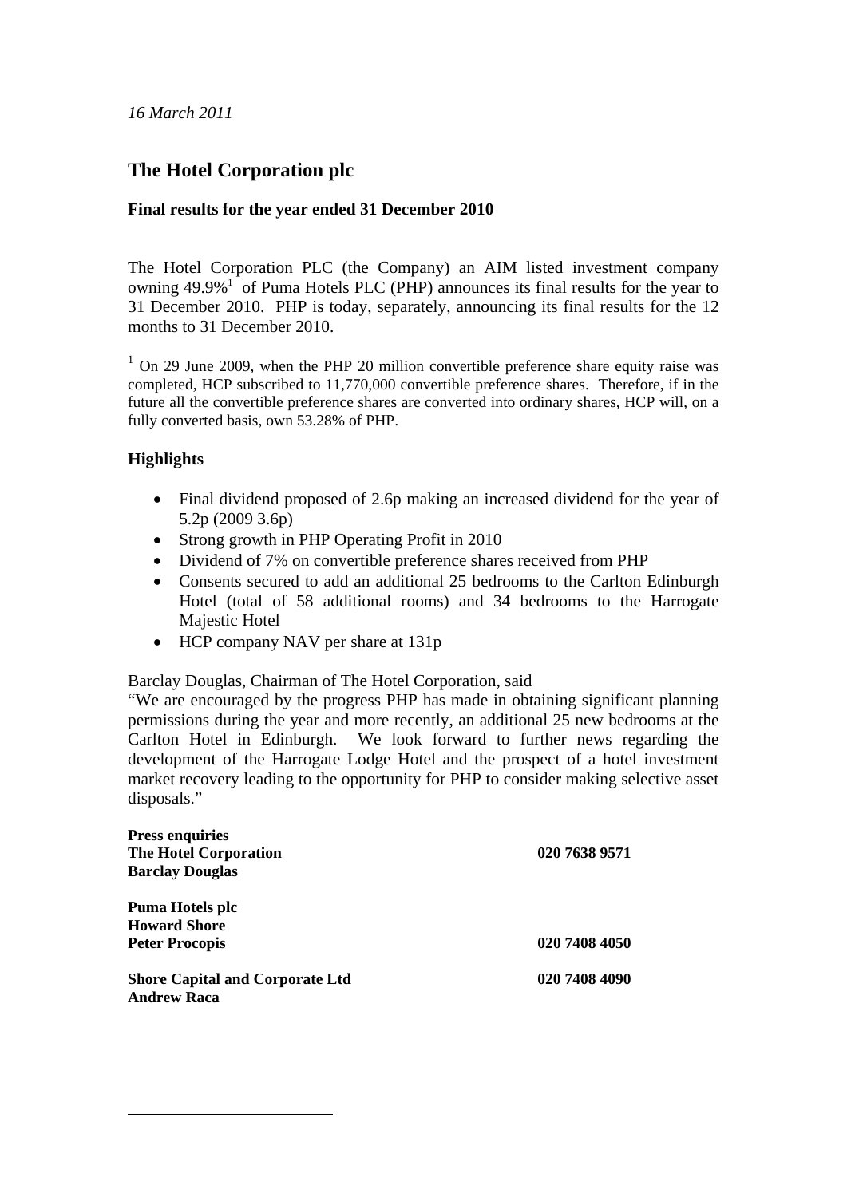*16 March 2011*

# The Hotel Corporation plc

### Final results for the year ended 31 December 2010

The Hotel Corporation PLC (the Company) an AIM listed investment company owning 49.9%[1] of Puma Hotels PLC (PHP) announces its final results for the year to 31 December 2010. PHP is today, separately, announcing its final results for the 12 months to 31 December 2010.

[1] On 29 June 2009, when the PHP 20 million convertible preference share equity raise was completed, HCP subscribed to 11,770,000 convertible preference shares. Therefore, if in the future all the convertible preference shares are converted into ordinary shares, HCP will, on a fully converted basis, own 53.28% of PHP.

### Highlights

- Final dividend proposed of 2.6p making an increased dividend for the year of 5.2p (2009 3.6p)
- Strong growth in PHP Operating Profit in 2010
- Dividend of 7% on convertible preference shares received from PHP
- Consents secured to add an additional 25 bedrooms to the Carlton Edinburgh Hotel (total of 58 additional rooms) and 34 bedrooms to the Harrogate Majestic Hotel
- HCP company NAV per share at 131p

Barclay Douglas, Chairman of The Hotel Corporation, said
"We are encouraged by the progress PHP has made in obtaining significant planning permissions during the year and more recently, an additional 25 new bedrooms at the Carlton Hotel in Edinburgh. We look forward to further news regarding the development of the Harrogate Lodge Hotel and the prospect of a hotel investment market recovery leading to the opportunity for PHP to consider making selective asset disposals."

**Press enquiries**
**The Hotel Corporation** — **020 7638 9571**
**Barclay Douglas**

**Puma Hotels plc**
**Howard Shore**
**Peter Procopis** — **020 7408 4050**

**Shore Capital and Corporate Ltd** — **020 7408 4090**
**Andrew Raca**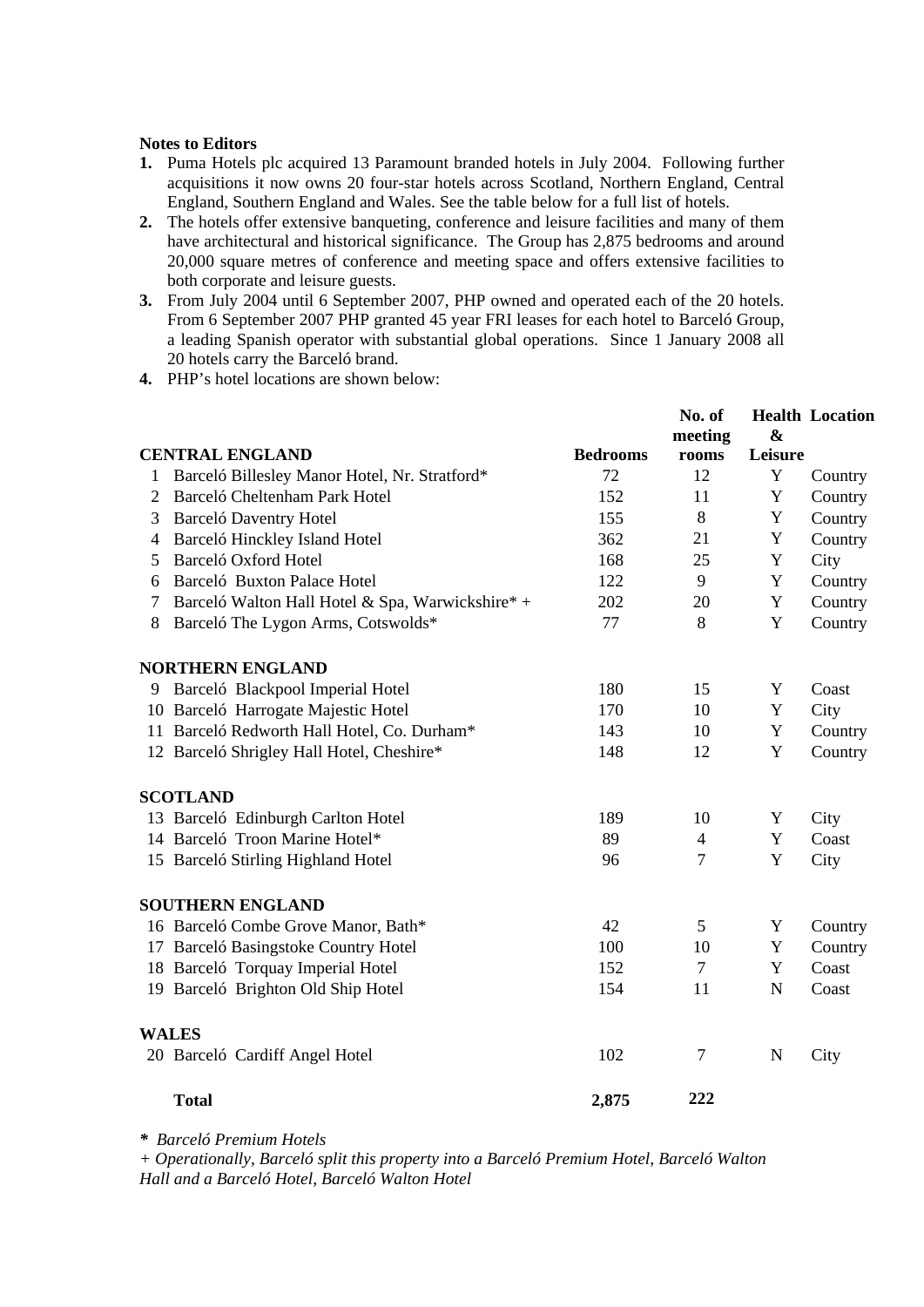**Notes to Editors**

1. Puma Hotels plc acquired 13 Paramount branded hotels in July 2004. Following further acquisitions it now owns 20 four-star hotels across Scotland, Northern England, Central England, Southern England and Wales. See the table below for a full list of hotels.
2. The hotels offer extensive banqueting, conference and leisure facilities and many of them have architectural and historical significance. The Group has 2,875 bedrooms and around 20,000 square metres of conference and meeting space and offers extensive facilities to both corporate and leisure guests.
3. From July 2004 until 6 September 2007, PHP owned and operated each of the 20 hotels. From 6 September 2007 PHP granted 45 year FRI leases for each hotel to Barceló Group, a leading Spanish operator with substantial global operations. Since 1 January 2008 all 20 hotels carry the Barceló brand.
4. PHP's hotel locations are shown below:

| | | Bedrooms | No. of meeting rooms | Health & Leisure | Location |
|---|---|---|---|---|---|
| **CENTRAL ENGLAND** | | | | | |
| 1 | Barceló Billesley Manor Hotel, Nr. Stratford* | 72 | 12 | Y | Country |
| 2 | Barceló Cheltenham Park Hotel | 152 | 11 | Y | Country |
| 3 | Barceló Daventry Hotel | 155 | 8 | Y | Country |
| 4 | Barceló Hinckley Island Hotel | 362 | 21 | Y | Country |
| 5 | Barceló Oxford Hotel | 168 | 25 | Y | City |
| 6 | Barceló Buxton Palace Hotel | 122 | 9 | Y | Country |
| 7 | Barceló Walton Hall Hotel & Spa, Warwickshire* + | 202 | 20 | Y | Country |
| 8 | Barceló The Lygon Arms, Cotswolds* | 77 | 8 | Y | Country |
| **NORTHERN ENGLAND** | | | | | |
| 9 | Barceló Blackpool Imperial Hotel | 180 | 15 | Y | Coast |
| 10 | Barceló Harrogate Majestic Hotel | 170 | 10 | Y | City |
| 11 | Barceló Redworth Hall Hotel, Co. Durham* | 143 | 10 | Y | Country |
| 12 | Barceló Shrigley Hall Hotel, Cheshire* | 148 | 12 | Y | Country |
| **SCOTLAND** | | | | | |
| 13 | Barceló Edinburgh Carlton Hotel | 189 | 10 | Y | City |
| 14 | Barceló Troon Marine Hotel* | 89 | 4 | Y | Coast |
| 15 | Barceló Stirling Highland Hotel | 96 | 7 | Y | City |
| **SOUTHERN ENGLAND** | | | | | |
| 16 | Barceló Combe Grove Manor, Bath* | 42 | 5 | Y | Country |
| 17 | Barceló Basingstoke Country Hotel | 100 | 10 | Y | Country |
| 18 | Barceló Torquay Imperial Hotel | 152 | 7 | Y | Coast |
| 19 | Barceló Brighton Old Ship Hotel | 154 | 11 | N | Coast |
| **WALES** | | | | | |
| 20 | Barceló Cardiff Angel Hotel | 102 | 7 | N | City |
| | **Total** | **2,875** | **222** | | |

*\* Barceló Premium Hotels*

*+ Operationally, Barceló split this property into a Barceló Premium Hotel, Barceló Walton Hall and a Barceló Hotel, Barceló Walton Hotel*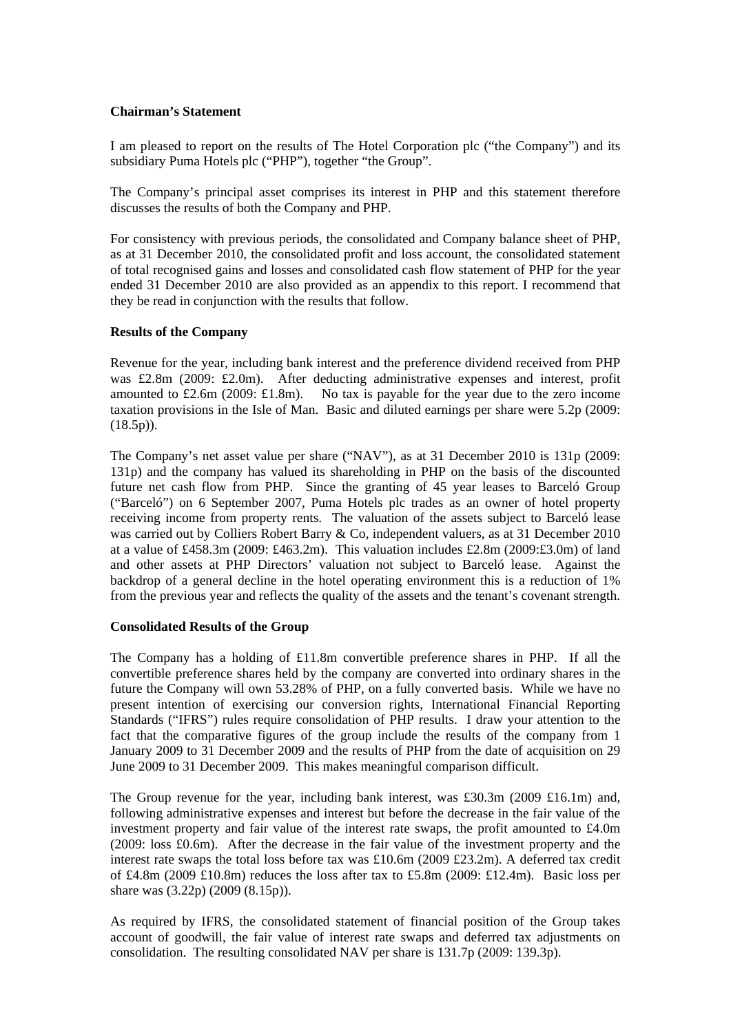**Chairman's Statement**

I am pleased to report on the results of The Hotel Corporation plc ("the Company") and its subsidiary Puma Hotels plc ("PHP"), together "the Group".

The Company's principal asset comprises its interest in PHP and this statement therefore discusses the results of both the Company and PHP.

For consistency with previous periods, the consolidated and Company balance sheet of PHP, as at 31 December 2010, the consolidated profit and loss account, the consolidated statement of total recognised gains and losses and consolidated cash flow statement of PHP for the year ended 31 December 2010 are also provided as an appendix to this report. I recommend that they be read in conjunction with the results that follow.

**Results of the Company**

Revenue for the year, including bank interest and the preference dividend received from PHP was £2.8m (2009: £2.0m). After deducting administrative expenses and interest, profit amounted to £2.6m (2009: £1.8m). No tax is payable for the year due to the zero income taxation provisions in the Isle of Man. Basic and diluted earnings per share were 5.2p (2009: (18.5p)).

The Company's net asset value per share ("NAV"), as at 31 December 2010 is 131p (2009: 131p) and the company has valued its shareholding in PHP on the basis of the discounted future net cash flow from PHP. Since the granting of 45 year leases to Barceló Group ("Barceló") on 6 September 2007, Puma Hotels plc trades as an owner of hotel property receiving income from property rents. The valuation of the assets subject to Barceló lease was carried out by Colliers Robert Barry & Co, independent valuers, as at 31 December 2010 at a value of £458.3m (2009: £463.2m). This valuation includes £2.8m (2009:£3.0m) of land and other assets at PHP Directors' valuation not subject to Barceló lease. Against the backdrop of a general decline in the hotel operating environment this is a reduction of 1% from the previous year and reflects the quality of the assets and the tenant's covenant strength.

**Consolidated Results of the Group**

The Company has a holding of £11.8m convertible preference shares in PHP. If all the convertible preference shares held by the company are converted into ordinary shares in the future the Company will own 53.28% of PHP, on a fully converted basis. While we have no present intention of exercising our conversion rights, International Financial Reporting Standards ("IFRS") rules require consolidation of PHP results. I draw your attention to the fact that the comparative figures of the group include the results of the company from 1 January 2009 to 31 December 2009 and the results of PHP from the date of acquisition on 29 June 2009 to 31 December 2009. This makes meaningful comparison difficult.

The Group revenue for the year, including bank interest, was £30.3m (2009 £16.1m) and, following administrative expenses and interest but before the decrease in the fair value of the investment property and fair value of the interest rate swaps, the profit amounted to £4.0m (2009: loss £0.6m). After the decrease in the fair value of the investment property and the interest rate swaps the total loss before tax was £10.6m (2009 £23.2m). A deferred tax credit of £4.8m (2009 £10.8m) reduces the loss after tax to £5.8m (2009: £12.4m). Basic loss per share was (3.22p) (2009 (8.15p)).

As required by IFRS, the consolidated statement of financial position of the Group takes account of goodwill, the fair value of interest rate swaps and deferred tax adjustments on consolidation. The resulting consolidated NAV per share is 131.7p (2009: 139.3p).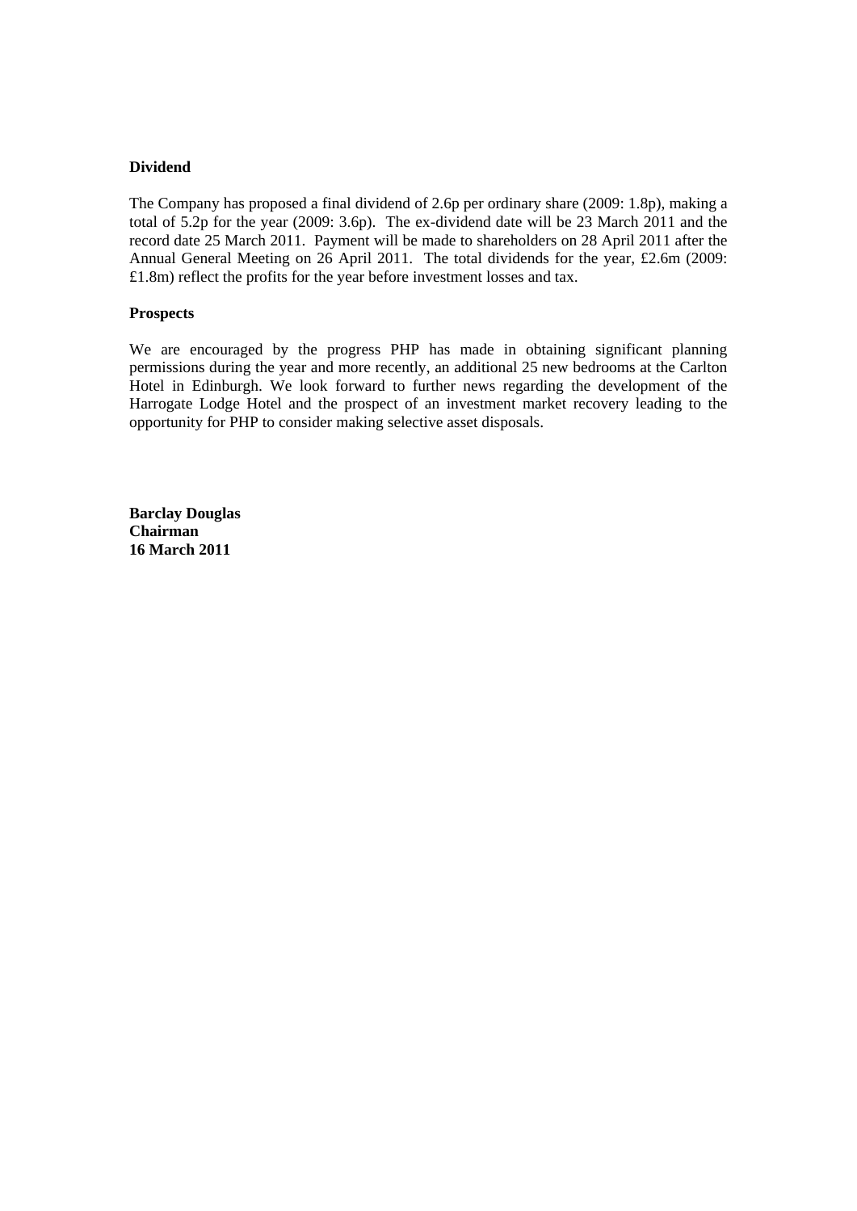**Dividend**

The Company has proposed a final dividend of 2.6p per ordinary share (2009: 1.8p), making a total of 5.2p for the year (2009: 3.6p). The ex-dividend date will be 23 March 2011 and the record date 25 March 2011. Payment will be made to shareholders on 28 April 2011 after the Annual General Meeting on 26 April 2011. The total dividends for the year, £2.6m (2009: £1.8m) reflect the profits for the year before investment losses and tax.

**Prospects**

We are encouraged by the progress PHP has made in obtaining significant planning permissions during the year and more recently, an additional 25 new bedrooms at the Carlton Hotel in Edinburgh. We look forward to further news regarding the development of the Harrogate Lodge Hotel and the prospect of an investment market recovery leading to the opportunity for PHP to consider making selective asset disposals.

**Barclay Douglas**
**Chairman**
**16 March 2011**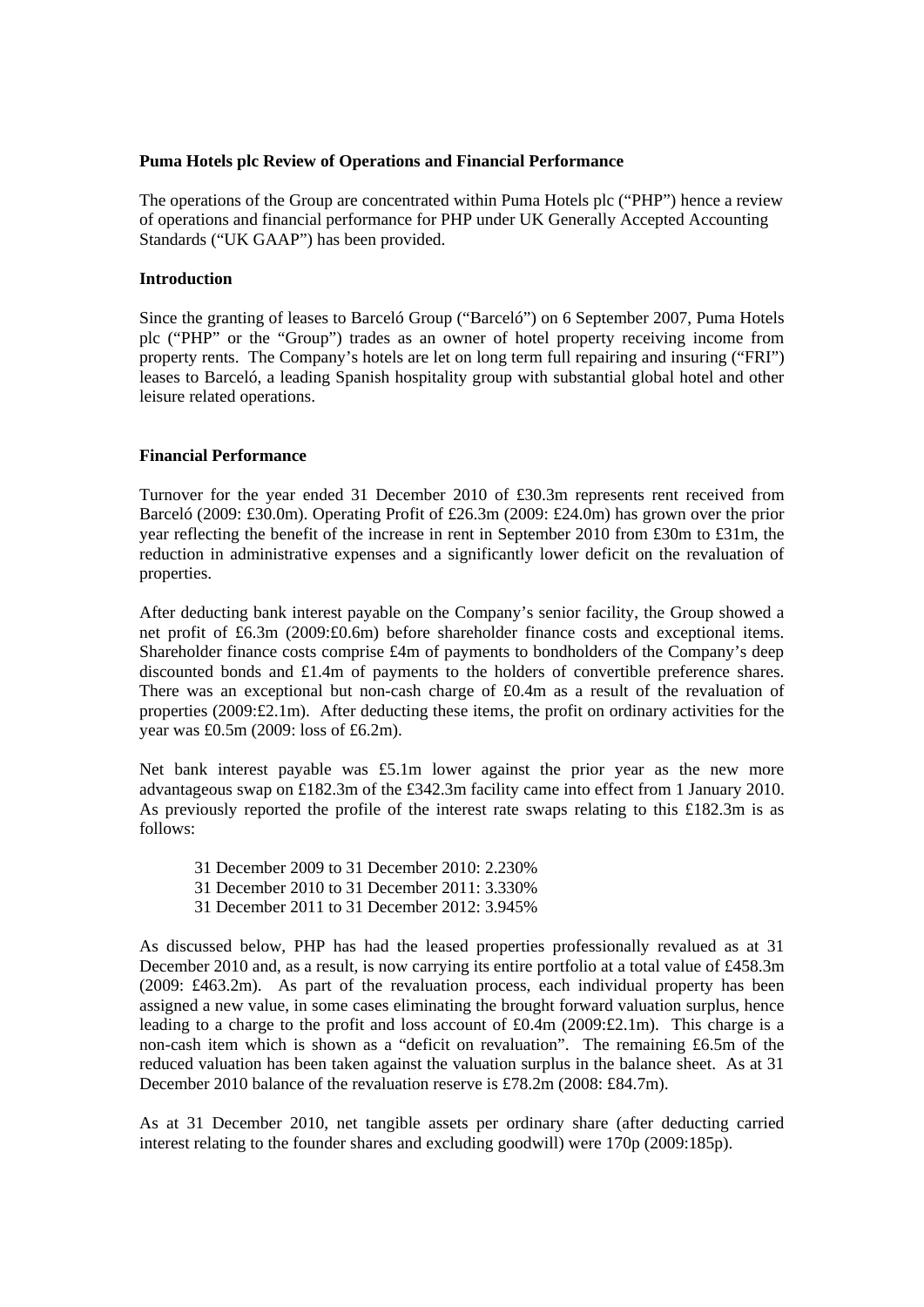**Puma Hotels plc Review of Operations and Financial Performance**

The operations of the Group are concentrated within Puma Hotels plc ("PHP") hence a review of operations and financial performance for PHP under UK Generally Accepted Accounting Standards ("UK GAAP") has been provided.

**Introduction**

Since the granting of leases to Barceló Group ("Barceló") on 6 September 2007, Puma Hotels plc ("PHP" or the "Group") trades as an owner of hotel property receiving income from property rents. The Company's hotels are let on long term full repairing and insuring ("FRI") leases to Barceló, a leading Spanish hospitality group with substantial global hotel and other leisure related operations.

**Financial Performance**

Turnover for the year ended 31 December 2010 of £30.3m represents rent received from Barceló (2009: £30.0m). Operating Profit of £26.3m (2009: £24.0m) has grown over the prior year reflecting the benefit of the increase in rent in September 2010 from £30m to £31m, the reduction in administrative expenses and a significantly lower deficit on the revaluation of properties.

After deducting bank interest payable on the Company's senior facility, the Group showed a net profit of £6.3m (2009:£0.6m) before shareholder finance costs and exceptional items. Shareholder finance costs comprise £4m of payments to bondholders of the Company's deep discounted bonds and £1.4m of payments to the holders of convertible preference shares. There was an exceptional but non-cash charge of £0.4m as a result of the revaluation of properties (2009:£2.1m). After deducting these items, the profit on ordinary activities for the year was £0.5m (2009: loss of £6.2m).

Net bank interest payable was £5.1m lower against the prior year as the new more advantageous swap on £182.3m of the £342.3m facility came into effect from 1 January 2010. As previously reported the profile of the interest rate swaps relating to this £182.3m is as follows:

31 December 2009 to 31 December 2010: 2.230%
31 December 2010 to 31 December 2011: 3.330%
31 December 2011 to 31 December 2012: 3.945%

As discussed below, PHP has had the leased properties professionally revalued as at 31 December 2010 and, as a result, is now carrying its entire portfolio at a total value of £458.3m (2009: £463.2m). As part of the revaluation process, each individual property has been assigned a new value, in some cases eliminating the brought forward valuation surplus, hence leading to a charge to the profit and loss account of £0.4m (2009:£2.1m). This charge is a non-cash item which is shown as a "deficit on revaluation". The remaining £6.5m of the reduced valuation has been taken against the valuation surplus in the balance sheet. As at 31 December 2010 balance of the revaluation reserve is £78.2m (2008: £84.7m).

As at 31 December 2010, net tangible assets per ordinary share (after deducting carried interest relating to the founder shares and excluding goodwill) were 170p (2009:185p).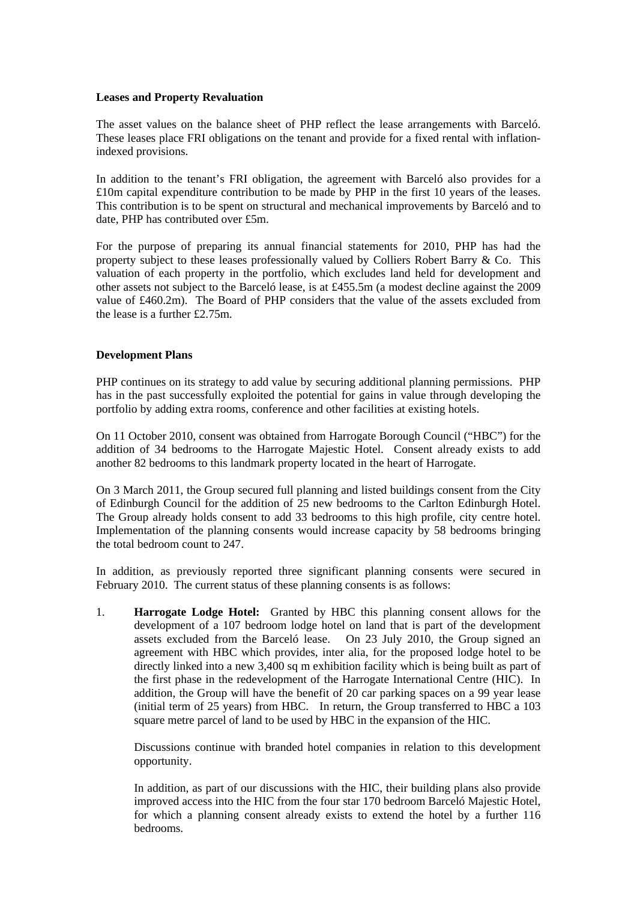**Leases and Property Revaluation**

The asset values on the balance sheet of PHP reflect the lease arrangements with Barceló. These leases place FRI obligations on the tenant and provide for a fixed rental with inflation-indexed provisions.

In addition to the tenant's FRI obligation, the agreement with Barceló also provides for a £10m capital expenditure contribution to be made by PHP in the first 10 years of the leases. This contribution is to be spent on structural and mechanical improvements by Barceló and to date, PHP has contributed over £5m.

For the purpose of preparing its annual financial statements for 2010, PHP has had the property subject to these leases professionally valued by Colliers Robert Barry & Co. This valuation of each property in the portfolio, which excludes land held for development and other assets not subject to the Barceló lease, is at £455.5m (a modest decline against the 2009 value of £460.2m). The Board of PHP considers that the value of the assets excluded from the lease is a further £2.75m.

**Development Plans**

PHP continues on its strategy to add value by securing additional planning permissions. PHP has in the past successfully exploited the potential for gains in value through developing the portfolio by adding extra rooms, conference and other facilities at existing hotels.

On 11 October 2010, consent was obtained from Harrogate Borough Council ("HBC") for the addition of 34 bedrooms to the Harrogate Majestic Hotel. Consent already exists to add another 82 bedrooms to this landmark property located in the heart of Harrogate.

On 3 March 2011, the Group secured full planning and listed buildings consent from the City of Edinburgh Council for the addition of 25 new bedrooms to the Carlton Edinburgh Hotel. The Group already holds consent to add 33 bedrooms to this high profile, city centre hotel. Implementation of the planning consents would increase capacity by 58 bedrooms bringing the total bedroom count to 247.

In addition, as previously reported three significant planning consents were secured in February 2010. The current status of these planning consents is as follows:

1. **Harrogate Lodge Hotel:** Granted by HBC this planning consent allows for the development of a 107 bedroom lodge hotel on land that is part of the development assets excluded from the Barceló lease. On 23 July 2010, the Group signed an agreement with HBC which provides, inter alia, for the proposed lodge hotel to be directly linked into a new 3,400 sq m exhibition facility which is being built as part of the first phase in the redevelopment of the Harrogate International Centre (HIC). In addition, the Group will have the benefit of 20 car parking spaces on a 99 year lease (initial term of 25 years) from HBC. In return, the Group transferred to HBC a 103 square metre parcel of land to be used by HBC in the expansion of the HIC.

   Discussions continue with branded hotel companies in relation to this development opportunity.

   In addition, as part of our discussions with the HIC, their building plans also provide improved access into the HIC from the four star 170 bedroom Barceló Majestic Hotel, for which a planning consent already exists to extend the hotel by a further 116 bedrooms.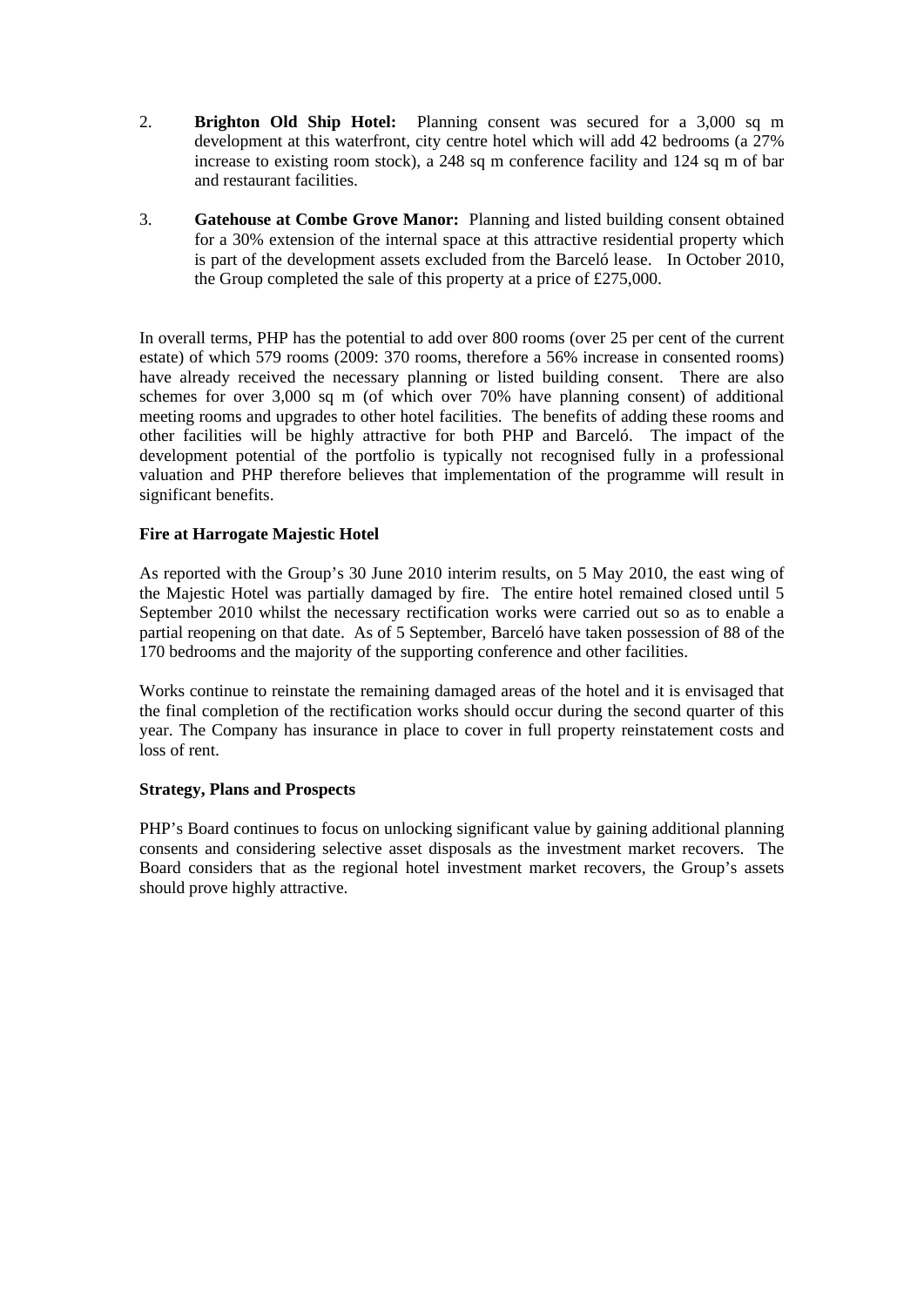2. **Brighton Old Ship Hotel:** Planning consent was secured for a 3,000 sq m development at this waterfront, city centre hotel which will add 42 bedrooms (a 27% increase to existing room stock), a 248 sq m conference facility and 124 sq m of bar and restaurant facilities.

3. **Gatehouse at Combe Grove Manor:** Planning and listed building consent obtained for a 30% extension of the internal space at this attractive residential property which is part of the development assets excluded from the Barceló lease. In October 2010, the Group completed the sale of this property at a price of £275,000.

In overall terms, PHP has the potential to add over 800 rooms (over 25 per cent of the current estate) of which 579 rooms (2009: 370 rooms, therefore a 56% increase in consented rooms) have already received the necessary planning or listed building consent. There are also schemes for over 3,000 sq m (of which over 70% have planning consent) of additional meeting rooms and upgrades to other hotel facilities. The benefits of adding these rooms and other facilities will be highly attractive for both PHP and Barceló. The impact of the development potential of the portfolio is typically not recognised fully in a professional valuation and PHP therefore believes that implementation of the programme will result in significant benefits.

**Fire at Harrogate Majestic Hotel**

As reported with the Group's 30 June 2010 interim results, on 5 May 2010, the east wing of the Majestic Hotel was partially damaged by fire. The entire hotel remained closed until 5 September 2010 whilst the necessary rectification works were carried out so as to enable a partial reopening on that date. As of 5 September, Barceló have taken possession of 88 of the 170 bedrooms and the majority of the supporting conference and other facilities.

Works continue to reinstate the remaining damaged areas of the hotel and it is envisaged that the final completion of the rectification works should occur during the second quarter of this year. The Company has insurance in place to cover in full property reinstatement costs and loss of rent.

**Strategy, Plans and Prospects**

PHP's Board continues to focus on unlocking significant value by gaining additional planning consents and considering selective asset disposals as the investment market recovers. The Board considers that as the regional hotel investment market recovers, the Group's assets should prove highly attractive.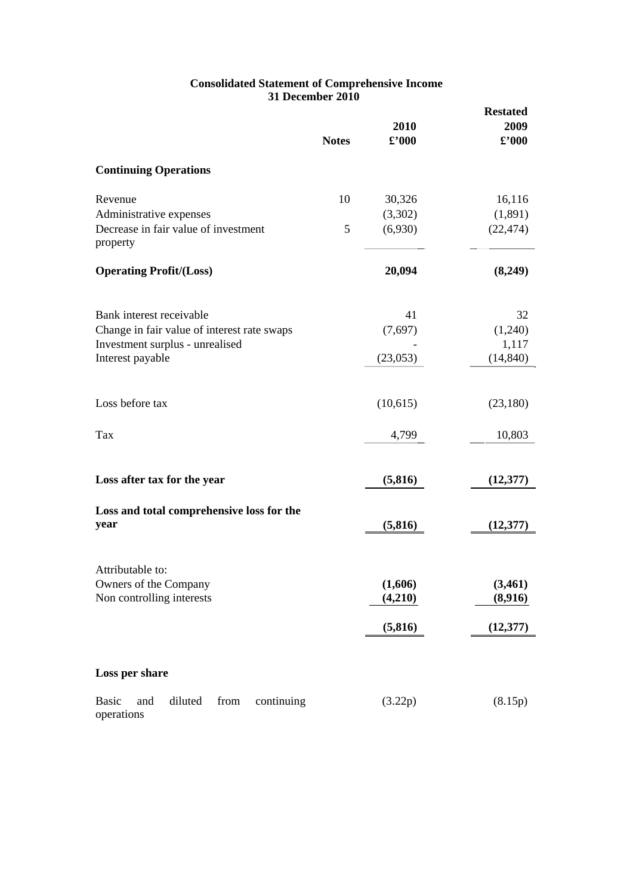**Consolidated Statement of Comprehensive Income**
**31 December 2010**

| | Notes | 2010<br>£'000 | Restated<br>2009<br>£'000 |
|---|---|---|---|
| **Continuing Operations** | | | |
| Revenue | 10 | 30,326 | 16,116 |
| Administrative expenses | | (3,302) | (1,891) |
| Decrease in fair value of investment property | 5 | (6,930) | (22,474) |
| **Operating Profit/(Loss)** | | **20,094** | **(8,249)** |
| Bank interest receivable | | 41 | 32 |
| Change in fair value of interest rate swaps | | (7,697) | (1,240) |
| Investment surplus - unrealised | | - | 1,117 |
| Interest payable | | (23,053) | (14,840) |
| Loss before tax | | (10,615) | (23,180) |
| Tax | | 4,799 | 10,803 |
| **Loss after tax for the year** | | **(5,816)** | **(12,377)** |
| **Loss and total comprehensive loss for the year** | | **(5,816)** | **(12,377)** |
| Attributable to: | | | |
| Owners of the Company | | **(1,606)** | **(3,461)** |
| Non controlling interests | | **(4,210)** | **(8,916)** |
| | | **(5,816)** | **(12,377)** |
| **Loss per share** | | | |
| Basic and diluted from continuing operations | | (3.22p) | (8.15p) |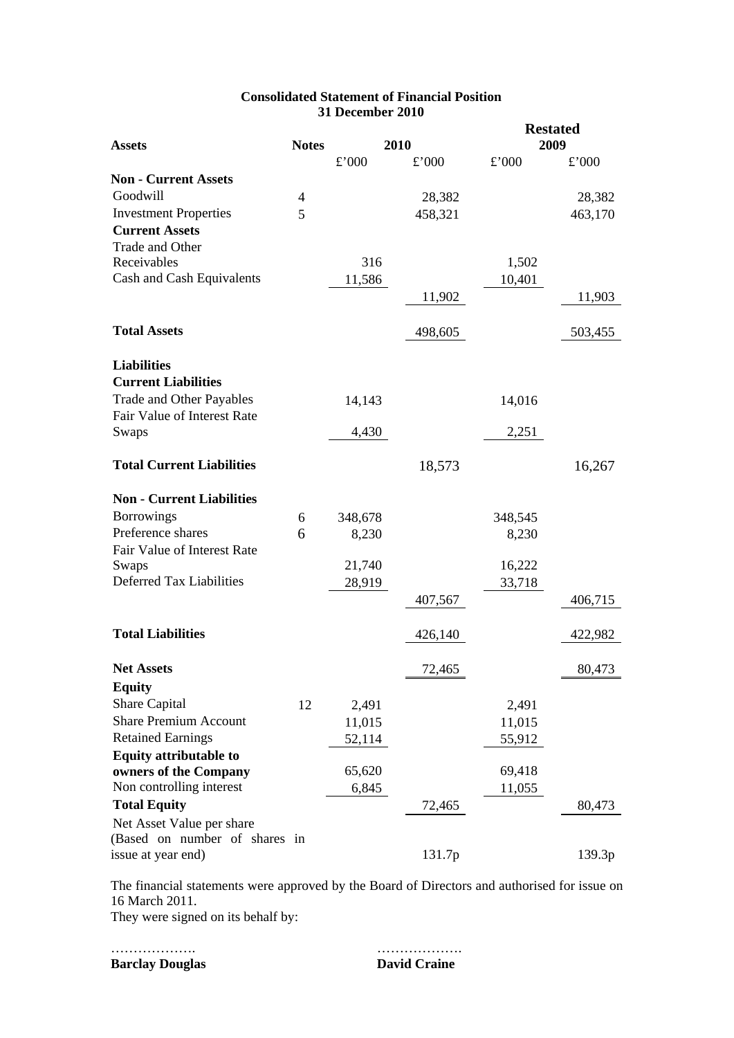**Consolidated Statement of Financial Position**
**31 December 2010**

| Assets | Notes | 2010 | | Restated 2009 | |
|---|---|---|---|---|---|
| | | £'000 | £'000 | £'000 | £'000 |
| **Non - Current Assets** | | | | | |
| Goodwill | 4 | | 28,382 | | 28,382 |
| Investment Properties | 5 | | 458,321 | | 463,170 |
| **Current Assets** | | | | | |
| Trade and Other Receivables | | 316 | | 1,502 | |
| Cash and Cash Equivalents | | 11,586 | | 10,401 | |
| | | | 11,902 | | 11,903 |
| **Total Assets** | | | 498,605 | | 503,455 |
| **Liabilities** | | | | | |
| **Current Liabilities** | | | | | |
| Trade and Other Payables | | 14,143 | | 14,016 | |
| Fair Value of Interest Rate Swaps | | 4,430 | | 2,251 | |
| **Total Current Liabilities** | | | 18,573 | | 16,267 |
| **Non - Current Liabilities** | | | | | |
| Borrowings | 6 | 348,678 | | 348,545 | |
| Preference shares | 6 | 8,230 | | 8,230 | |
| Fair Value of Interest Rate Swaps | | 21,740 | | 16,222 | |
| Deferred Tax Liabilities | | 28,919 | | 33,718 | |
| | | | 407,567 | | 406,715 |
| **Total Liabilities** | | | 426,140 | | 422,982 |
| **Net Assets** | | | 72,465 | | 80,473 |
| **Equity** | | | | | |
| Share Capital | 12 | 2,491 | | 2,491 | |
| Share Premium Account | | 11,015 | | 11,015 | |
| Retained Earnings | | 52,114 | | 55,912 | |
| **Equity attributable to owners of the Company** | | 65,620 | | 69,418 | |
| Non controlling interest | | 6,845 | | 11,055 | |
| **Total Equity** | | | 72,465 | | 80,473 |
| Net Asset Value per share (Based on number of shares in issue at year end) | | | 131.7p | | 139.3p |

The financial statements were approved by the Board of Directors and authorised for issue on 16 March 2011.
They were signed on its behalf by:

………………. ……………….
**Barclay Douglas** **David Craine**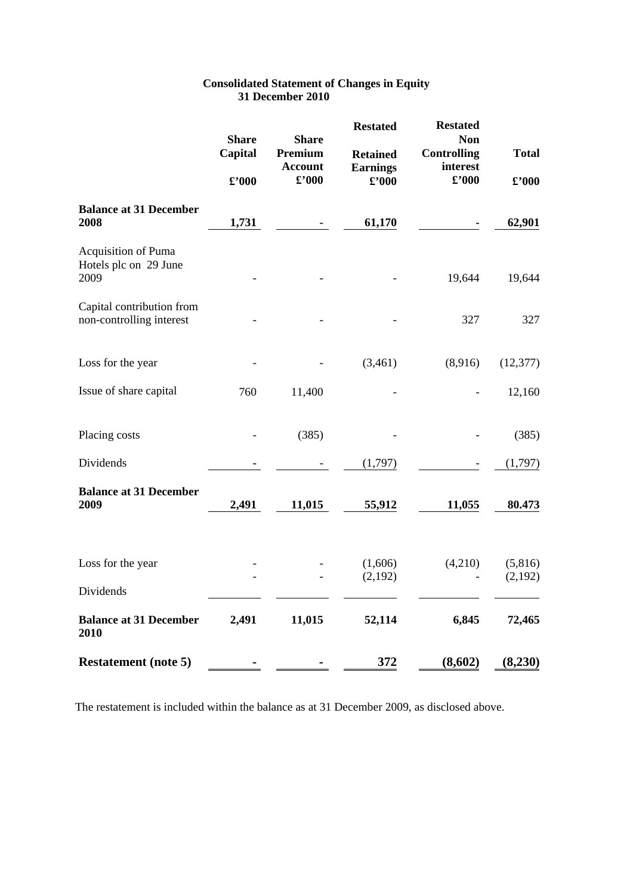**Consolidated Statement of Changes in Equity**
**31 December 2010**

| | Share Capital £'000 | Share Premium Account £'000 | Restated Retained Earnings £'000 | Restated Non Controlling interest £'000 | Total £'000 |
|---|---|---|---|---|---|
| **Balance at 31 December 2008** | **1,731** | **-** | **61,170** | **-** | **62,901** |
| Acquisition of Puma Hotels plc on 29 June 2009 | - | - | - | 19,644 | 19,644 |
| Capital contribution from non-controlling interest | - | - | - | 327 | 327 |
| Loss for the year | - | - | (3,461) | (8,916) | (12,377) |
| Issue of share capital | 760 | 11,400 | - | - | 12,160 |
| Placing costs | - | (385) | - | - | (385) |
| Dividends | - | - | (1,797) | - | (1,797) |
| **Balance at 31 December 2009** | **2,491** | **11,015** | **55,912** | **11,055** | **80.473** |
| Loss for the year | - | - | (1,606) | (4,210) | (5,816) |
| Dividends | - | - | (2,192) | - | (2,192) |
| **Balance at 31 December 2010** | **2,491** | **11,015** | **52,114** | **6,845** | **72,465** |
| **Restatement (note 5)** | **-** | **-** | **372** | **(8,602)** | **(8,230)** |

The restatement is included within the balance as at 31 December 2009, as disclosed above.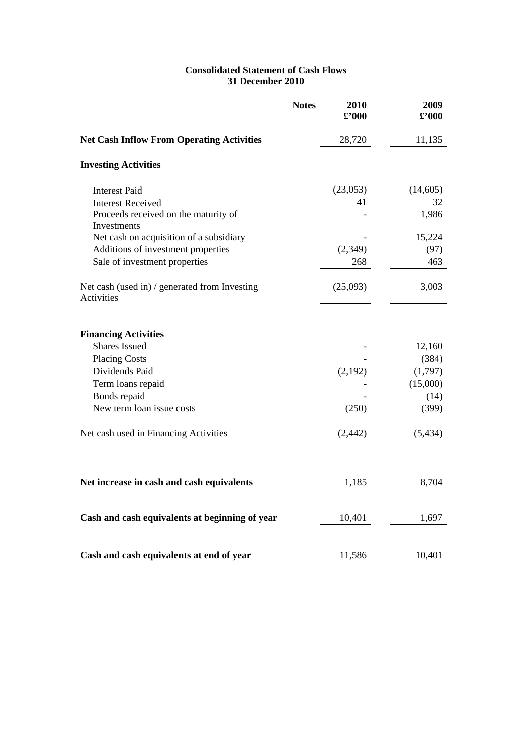**Consolidated Statement of Cash Flows**
**31 December 2010**

| | Notes | 2010<br>£'000 | 2009<br>£'000 |
|---|---|---|---|
| **Net Cash Inflow From Operating Activities** | | 28,720 | 11,135 |
| **Investing Activities** | | | |
| Interest Paid | | (23,053) | (14,605) |
| Interest Received | | 41 | 32 |
| Proceeds received on the maturity of Investments | | - | 1,986 |
| Net cash on acquisition of a subsidiary | | - | 15,224 |
| Additions of investment properties | | (2,349) | (97) |
| Sale of investment properties | | 268 | 463 |
| Net cash (used in) / generated from Investing Activities | | (25,093) | 3,003 |
| **Financing Activities** | | | |
| Shares Issued | | - | 12,160 |
| Placing Costs | | - | (384) |
| Dividends Paid | | (2,192) | (1,797) |
| Term loans repaid | | - | (15,000) |
| Bonds repaid | | - | (14) |
| New term loan issue costs | | (250) | (399) |
| Net cash used in Financing Activities | | (2,442) | (5,434) |
| **Net increase in cash and cash equivalents** | | 1,185 | 8,704 |
| **Cash and cash equivalents at beginning of year** | | 10,401 | 1,697 |
| **Cash and cash equivalents at end of year** | | 11,586 | 10,401 |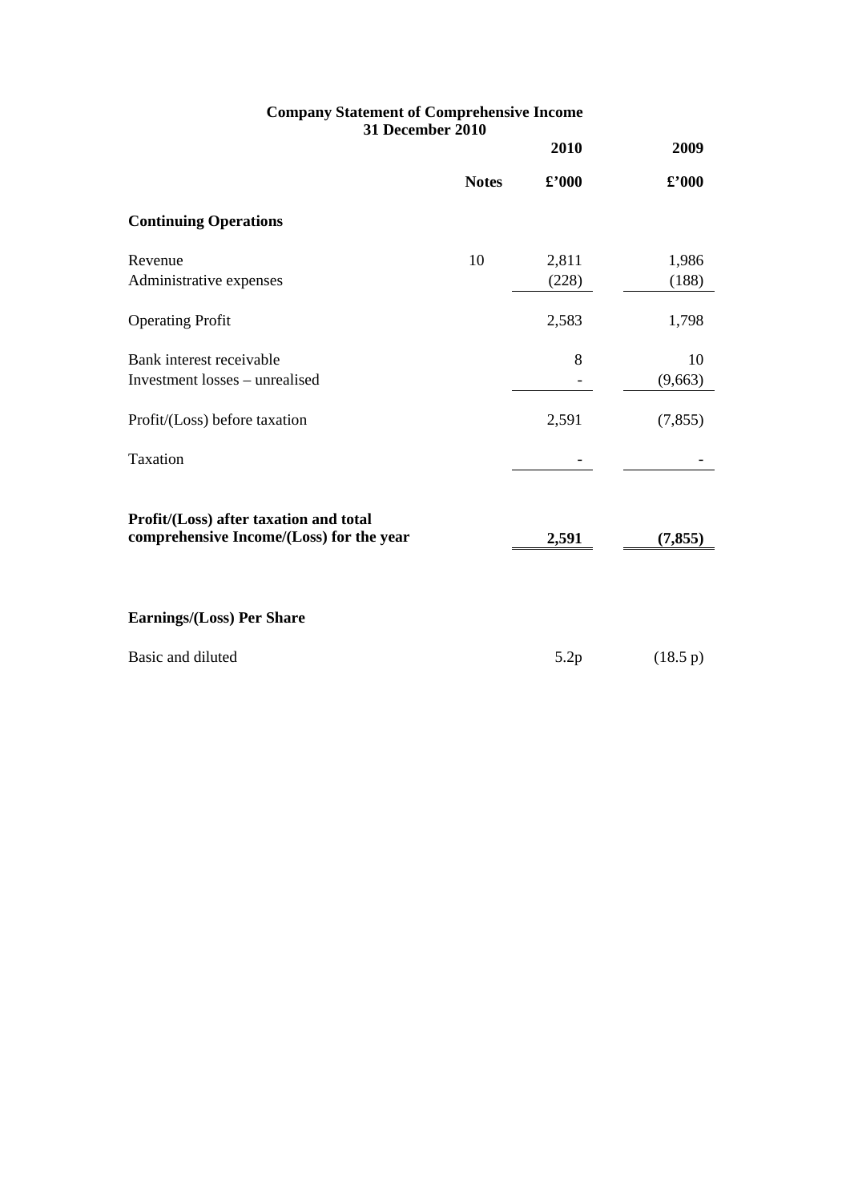## Company Statement of Comprehensive Income
### 31 December 2010

| | Notes | 2010 £'000 | 2009 £'000 |
|---|---|---|---|
| **Continuing Operations** | | | |
| Revenue | 10 | 2,811 | 1,986 |
| Administrative expenses | | (228) | (188) |
| Operating Profit | | 2,583 | 1,798 |
| Bank interest receivable | | 8 | 10 |
| Investment losses – unrealised | | - | (9,663) |
| Profit/(Loss) before taxation | | 2,591 | (7,855) |
| Taxation | | - | - |
| **Profit/(Loss) after taxation and total comprehensive Income/(Loss) for the year** | | **2,591** | **(7,855)** |
| **Earnings/(Loss) Per Share** | | | |
| Basic and diluted | | 5.2p | (18.5 p) |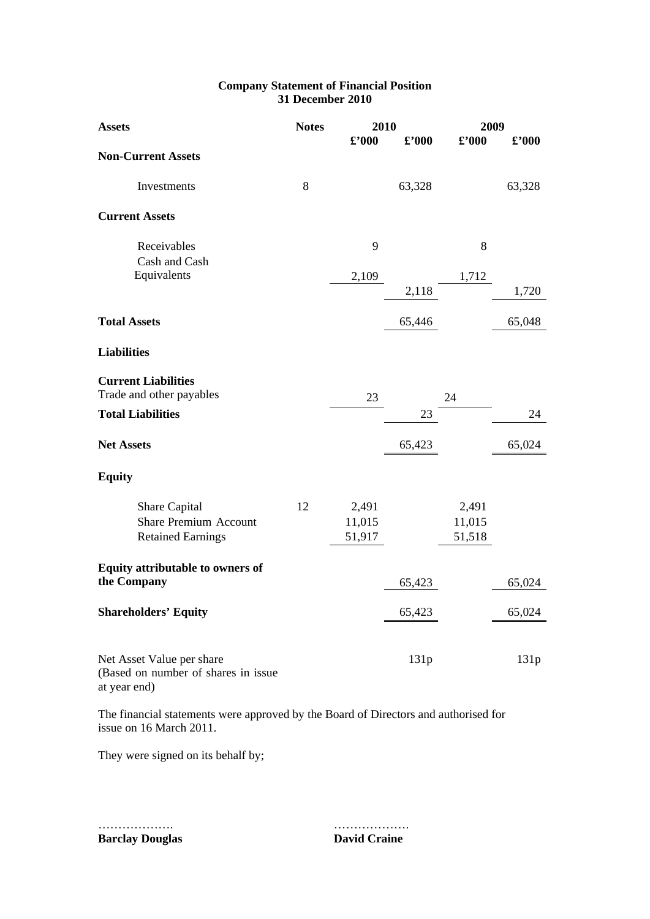## Company Statement of Financial Position
## 31 December 2010

| Assets | Notes | 2010 £'000 | 2010 £'000 | 2009 £'000 | 2009 £'000 |
|---|---|---|---|---|---|
| **Non-Current Assets** | | | | | |
| Investments | 8 | | 63,328 | | 63,328 |
| **Current Assets** | | | | | |
| Receivables | | 9 | | 8 | |
| Cash and Cash Equivalents | | 2,109 | | 1,712 | |
| | | | 2,118 | | 1,720 |
| **Total Assets** | | | 65,446 | | 65,048 |
| **Liabilities** | | | | | |
| **Current Liabilities** | | | | | |
| Trade and other payables | | 23 | | 24 | |
| **Total Liabilities** | | | 23 | | 24 |
| **Net Assets** | | | 65,423 | | 65,024 |
| **Equity** | | | | | |
| Share Capital | 12 | 2,491 | | 2,491 | |
| Share Premium Account | | 11,015 | | 11,015 | |
| Retained Earnings | | 51,917 | | 51,518 | |
| **Equity attributable to owners of the Company** | | | 65,423 | | 65,024 |
| **Shareholders' Equity** | | | 65,423 | | 65,024 |
| Net Asset Value per share (Based on number of shares in issue at year end) | | | 131p | | 131p |

The financial statements were approved by the Board of Directors and authorised for issue on 16 March 2011.

They were signed on its behalf by;

……………….                    ……………….

**Barclay Douglas**                    **David Craine**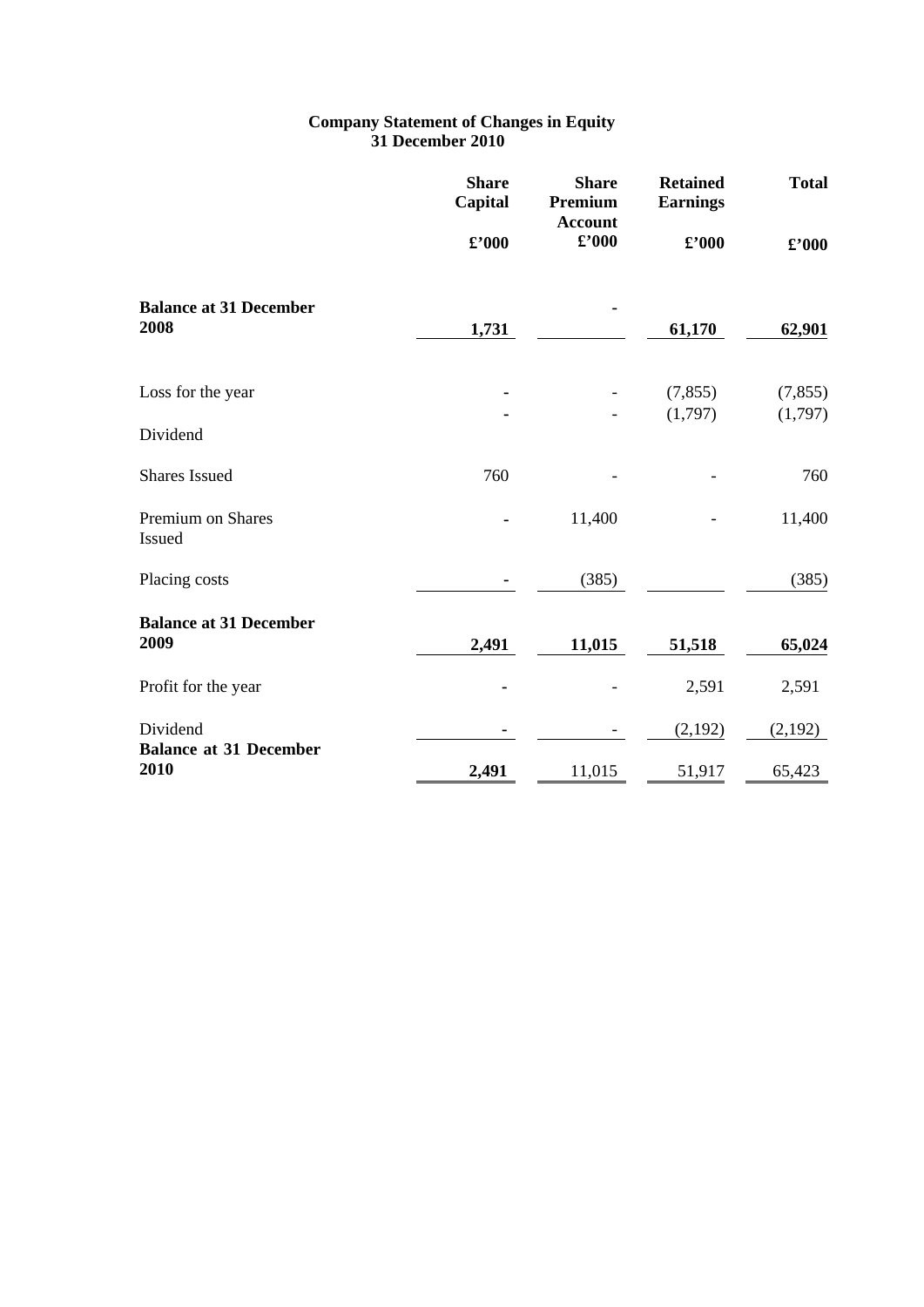**Company Statement of Changes in Equity**
**31 December 2010**

| | Share Capital | Share Premium Account | Retained Earnings | Total |
|---|---|---|---|---|
| | £'000 | £'000 | £'000 | £'000 |
| **Balance at 31 December 2008** | **1,731** | - | **61,170** | **62,901** |
| Loss for the year | - | - | (7,855) | (7,855) |
| Dividend | - | - | (1,797) | (1,797) |
| Shares Issued | 760 | - | - | 760 |
| Premium on Shares Issued | - | 11,400 | - | 11,400 |
| Placing costs | - | (385) | | (385) |
| **Balance at 31 December 2009** | **2,491** | **11,015** | **51,518** | **65,024** |
| Profit for the year | - | - | 2,591 | 2,591 |
| Dividend | - | - | (2,192) | (2,192) |
| **Balance at 31 December 2010** | **2,491** | 11,015 | 51,917 | 65,423 |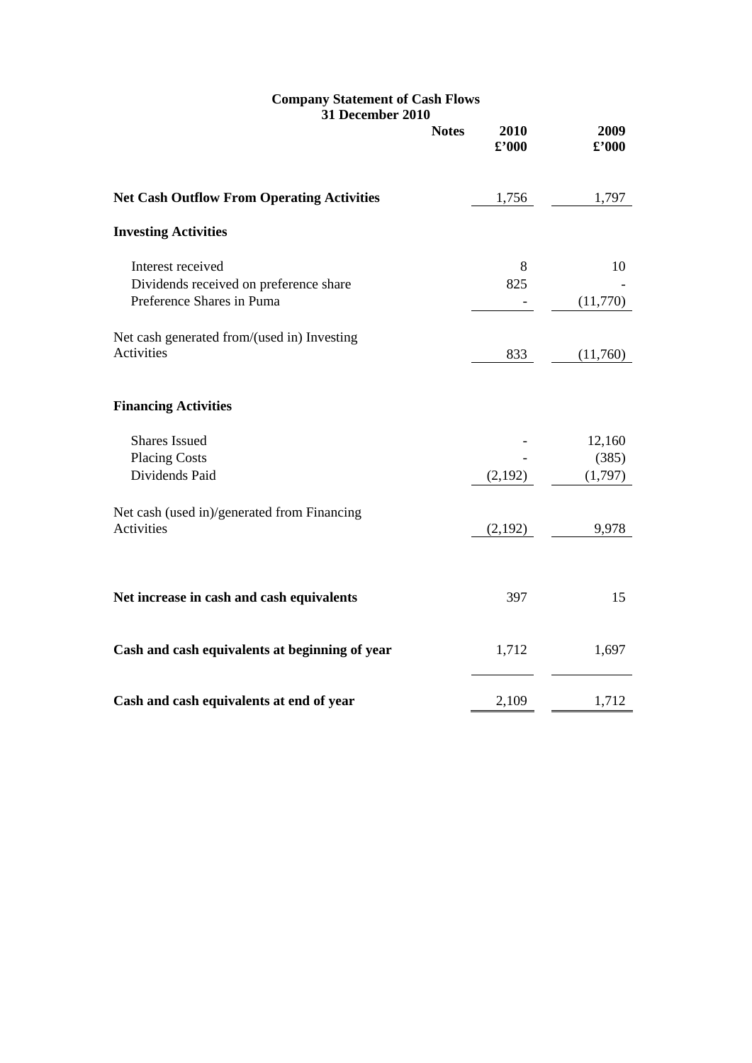# Company Statement of Cash Flows
## 31 December 2010

| | Notes | 2010 £'000 | 2009 £'000 |
|---|---|---|---|
| **Net Cash Outflow From Operating Activities** | | 1,756 | 1,797 |
| **Investing Activities** | | | |
| Interest received | | 8 | 10 |
| Dividends received on preference share | | 825 | - |
| Preference Shares in Puma | | - | (11,770) |
| Net cash generated from/(used in) Investing Activities | | 833 | (11,760) |
| **Financing Activities** | | | |
| Shares Issued | | - | 12,160 |
| Placing Costs | | - | (385) |
| Dividends Paid | | (2,192) | (1,797) |
| Net cash (used in)/generated from Financing Activities | | (2,192) | 9,978 |
| **Net increase in cash and cash equivalents** | | 397 | 15 |
| **Cash and cash equivalents at beginning of year** | | 1,712 | 1,697 |
| **Cash and cash equivalents at end of year** | | 2,109 | 1,712 |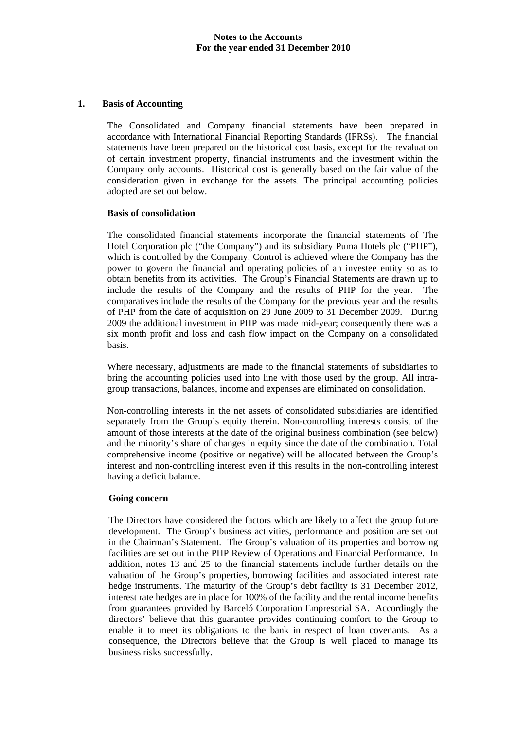# Notes to the Accounts
## For the year ended 31 December 2010

### 1. Basis of Accounting

The Consolidated and Company financial statements have been prepared in accordance with International Financial Reporting Standards (IFRSs). The financial statements have been prepared on the historical cost basis, except for the revaluation of certain investment property, financial instruments and the investment within the Company only accounts. Historical cost is generally based on the fair value of the consideration given in exchange for the assets. The principal accounting policies adopted are set out below.

**Basis of consolidation**

The consolidated financial statements incorporate the financial statements of The Hotel Corporation plc ("the Company") and its subsidiary Puma Hotels plc ("PHP"), which is controlled by the Company. Control is achieved where the Company has the power to govern the financial and operating policies of an investee entity so as to obtain benefits from its activities. The Group's Financial Statements are drawn up to include the results of the Company and the results of PHP for the year. The comparatives include the results of the Company for the previous year and the results of PHP from the date of acquisition on 29 June 2009 to 31 December 2009. During 2009 the additional investment in PHP was made mid-year; consequently there was a six month profit and loss and cash flow impact on the Company on a consolidated basis.

Where necessary, adjustments are made to the financial statements of subsidiaries to bring the accounting policies used into line with those used by the group. All intra-group transactions, balances, income and expenses are eliminated on consolidation.

Non-controlling interests in the net assets of consolidated subsidiaries are identified separately from the Group's equity therein. Non-controlling interests consist of the amount of those interests at the date of the original business combination (see below) and the minority's share of changes in equity since the date of the combination. Total comprehensive income (positive or negative) will be allocated between the Group's interest and non-controlling interest even if this results in the non-controlling interest having a deficit balance.

**Going concern**

The Directors have considered the factors which are likely to affect the group future development. The Group's business activities, performance and position are set out in the Chairman's Statement. The Group's valuation of its properties and borrowing facilities are set out in the PHP Review of Operations and Financial Performance. In addition, notes 13 and 25 to the financial statements include further details on the valuation of the Group's properties, borrowing facilities and associated interest rate hedge instruments. The maturity of the Group's debt facility is 31 December 2012, interest rate hedges are in place for 100% of the facility and the rental income benefits from guarantees provided by Barceló Corporation Empresorial SA. Accordingly the directors' believe that this guarantee provides continuing comfort to the Group to enable it to meet its obligations to the bank in respect of loan covenants. As a consequence, the Directors believe that the Group is well placed to manage its business risks successfully.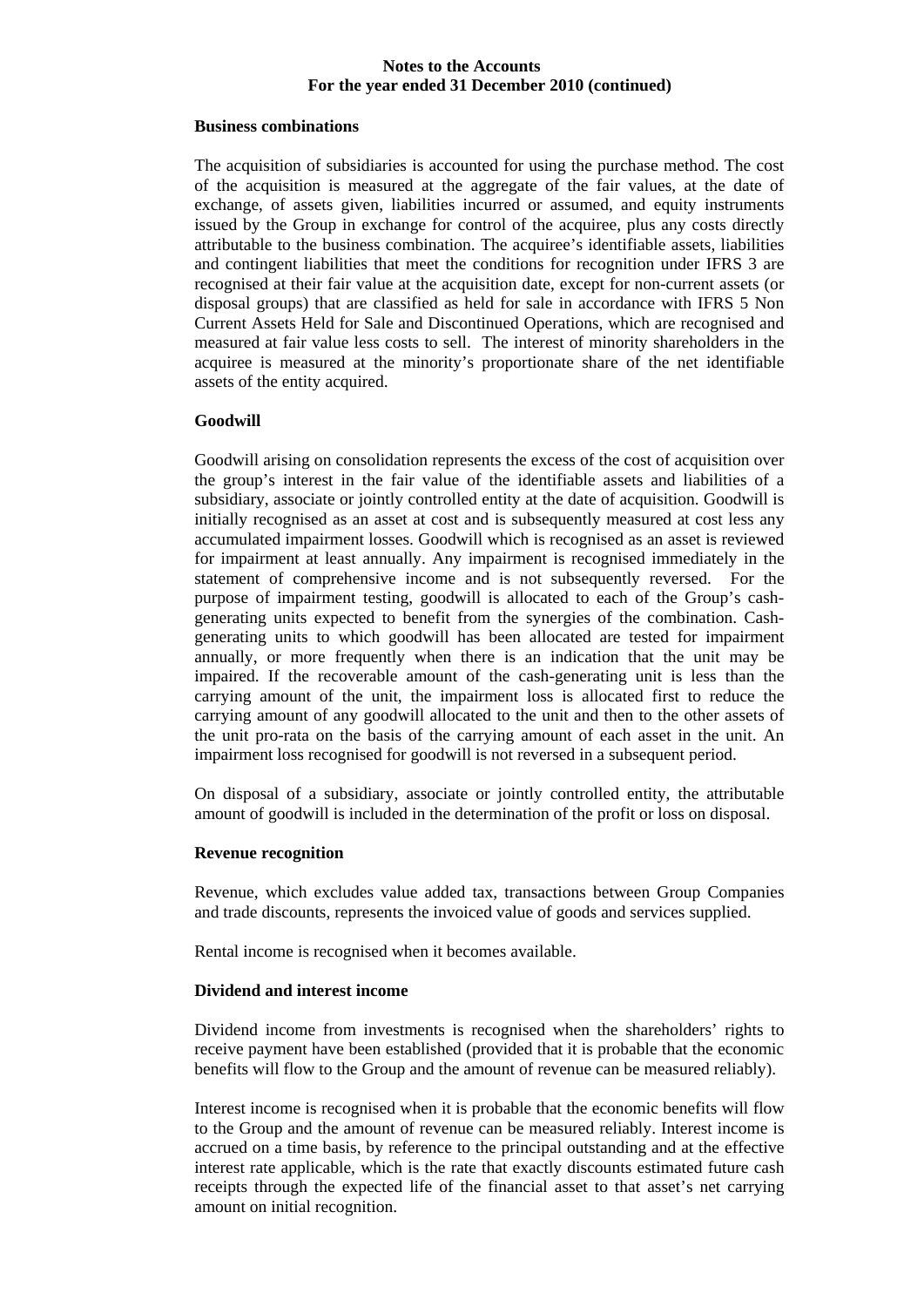**Notes to the Accounts**
**For the year ended 31 December 2010 (continued)**

**Business combinations**

The acquisition of subsidiaries is accounted for using the purchase method. The cost of the acquisition is measured at the aggregate of the fair values, at the date of exchange, of assets given, liabilities incurred or assumed, and equity instruments issued by the Group in exchange for control of the acquiree, plus any costs directly attributable to the business combination. The acquiree's identifiable assets, liabilities and contingent liabilities that meet the conditions for recognition under IFRS 3 are recognised at their fair value at the acquisition date, except for non-current assets (or disposal groups) that are classified as held for sale in accordance with IFRS 5 Non Current Assets Held for Sale and Discontinued Operations, which are recognised and measured at fair value less costs to sell. The interest of minority shareholders in the acquiree is measured at the minority's proportionate share of the net identifiable assets of the entity acquired.

**Goodwill**

Goodwill arising on consolidation represents the excess of the cost of acquisition over the group's interest in the fair value of the identifiable assets and liabilities of a subsidiary, associate or jointly controlled entity at the date of acquisition. Goodwill is initially recognised as an asset at cost and is subsequently measured at cost less any accumulated impairment losses. Goodwill which is recognised as an asset is reviewed for impairment at least annually. Any impairment is recognised immediately in the statement of comprehensive income and is not subsequently reversed. For the purpose of impairment testing, goodwill is allocated to each of the Group's cash-generating units expected to benefit from the synergies of the combination. Cash-generating units to which goodwill has been allocated are tested for impairment annually, or more frequently when there is an indication that the unit may be impaired. If the recoverable amount of the cash-generating unit is less than the carrying amount of the unit, the impairment loss is allocated first to reduce the carrying amount of any goodwill allocated to the unit and then to the other assets of the unit pro-rata on the basis of the carrying amount of each asset in the unit. An impairment loss recognised for goodwill is not reversed in a subsequent period.

On disposal of a subsidiary, associate or jointly controlled entity, the attributable amount of goodwill is included in the determination of the profit or loss on disposal.

**Revenue recognition**

Revenue, which excludes value added tax, transactions between Group Companies and trade discounts, represents the invoiced value of goods and services supplied.

Rental income is recognised when it becomes available.

**Dividend and interest income**

Dividend income from investments is recognised when the shareholders' rights to receive payment have been established (provided that it is probable that the economic benefits will flow to the Group and the amount of revenue can be measured reliably).

Interest income is recognised when it is probable that the economic benefits will flow to the Group and the amount of revenue can be measured reliably. Interest income is accrued on a time basis, by reference to the principal outstanding and at the effective interest rate applicable, which is the rate that exactly discounts estimated future cash receipts through the expected life of the financial asset to that asset's net carrying amount on initial recognition.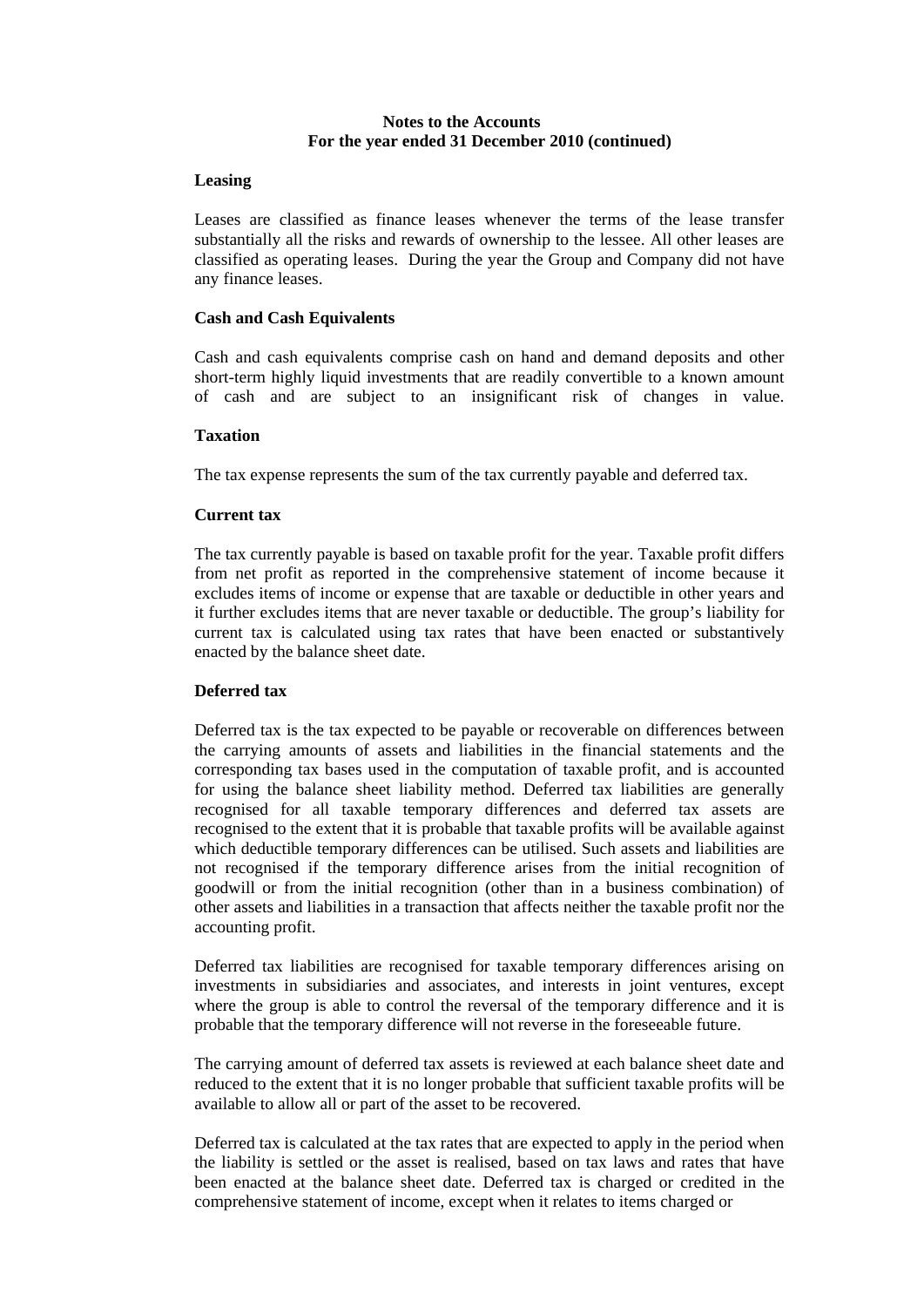**Notes to the Accounts**
**For the year ended 31 December 2010 (continued)**

**Leasing**

Leases are classified as finance leases whenever the terms of the lease transfer substantially all the risks and rewards of ownership to the lessee. All other leases are classified as operating leases. During the year the Group and Company did not have any finance leases.

**Cash and Cash Equivalents**

Cash and cash equivalents comprise cash on hand and demand deposits and other short-term highly liquid investments that are readily convertible to a known amount of cash and are subject to an insignificant risk of changes in value.

**Taxation**

The tax expense represents the sum of the tax currently payable and deferred tax.

**Current tax**

The tax currently payable is based on taxable profit for the year. Taxable profit differs from net profit as reported in the comprehensive statement of income because it excludes items of income or expense that are taxable or deductible in other years and it further excludes items that are never taxable or deductible. The group's liability for current tax is calculated using tax rates that have been enacted or substantively enacted by the balance sheet date.

**Deferred tax**

Deferred tax is the tax expected to be payable or recoverable on differences between the carrying amounts of assets and liabilities in the financial statements and the corresponding tax bases used in the computation of taxable profit, and is accounted for using the balance sheet liability method. Deferred tax liabilities are generally recognised for all taxable temporary differences and deferred tax assets are recognised to the extent that it is probable that taxable profits will be available against which deductible temporary differences can be utilised. Such assets and liabilities are not recognised if the temporary difference arises from the initial recognition of goodwill or from the initial recognition (other than in a business combination) of other assets and liabilities in a transaction that affects neither the taxable profit nor the accounting profit.

Deferred tax liabilities are recognised for taxable temporary differences arising on investments in subsidiaries and associates, and interests in joint ventures, except where the group is able to control the reversal of the temporary difference and it is probable that the temporary difference will not reverse in the foreseeable future.

The carrying amount of deferred tax assets is reviewed at each balance sheet date and reduced to the extent that it is no longer probable that sufficient taxable profits will be available to allow all or part of the asset to be recovered.

Deferred tax is calculated at the tax rates that are expected to apply in the period when the liability is settled or the asset is realised, based on tax laws and rates that have been enacted at the balance sheet date. Deferred tax is charged or credited in the comprehensive statement of income, except when it relates to items charged or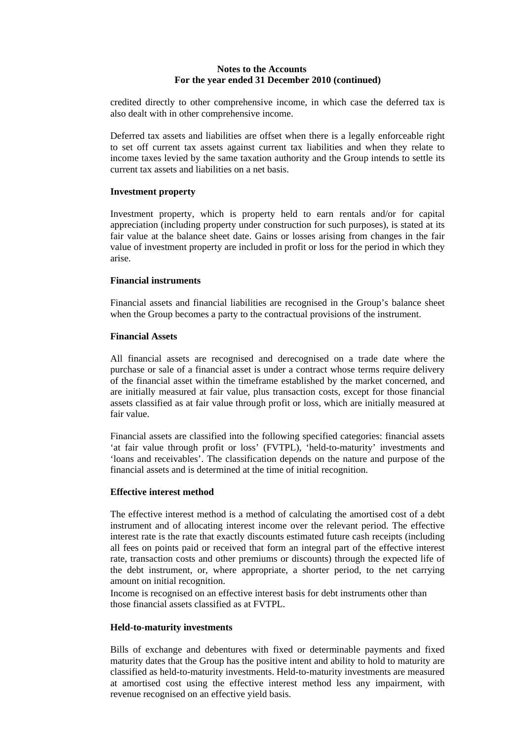credited directly to other comprehensive income, in which case the deferred tax is also dealt with in other comprehensive income.

Deferred tax assets and liabilities are offset when there is a legally enforceable right to set off current tax assets against current tax liabilities and when they relate to income taxes levied by the same taxation authority and the Group intends to settle its current tax assets and liabilities on a net basis.

**Investment property**

Investment property, which is property held to earn rentals and/or for capital appreciation (including property under construction for such purposes), is stated at its fair value at the balance sheet date. Gains or losses arising from changes in the fair value of investment property are included in profit or loss for the period in which they arise.

**Financial instruments**

Financial assets and financial liabilities are recognised in the Group's balance sheet when the Group becomes a party to the contractual provisions of the instrument.

**Financial Assets**

All financial assets are recognised and derecognised on a trade date where the purchase or sale of a financial asset is under a contract whose terms require delivery of the financial asset within the timeframe established by the market concerned, and are initially measured at fair value, plus transaction costs, except for those financial assets classified as at fair value through profit or loss, which are initially measured at fair value.

Financial assets are classified into the following specified categories: financial assets 'at fair value through profit or loss' (FVTPL), 'held-to-maturity' investments and 'loans and receivables'. The classification depends on the nature and purpose of the financial assets and is determined at the time of initial recognition.

**Effective interest method**

The effective interest method is a method of calculating the amortised cost of a debt instrument and of allocating interest income over the relevant period. The effective interest rate is the rate that exactly discounts estimated future cash receipts (including all fees on points paid or received that form an integral part of the effective interest rate, transaction costs and other premiums or discounts) through the expected life of the debt instrument, or, where appropriate, a shorter period, to the net carrying amount on initial recognition.

Income is recognised on an effective interest basis for debt instruments other than those financial assets classified as at FVTPL.

**Held-to-maturity investments**

Bills of exchange and debentures with fixed or determinable payments and fixed maturity dates that the Group has the positive intent and ability to hold to maturity are classified as held-to-maturity investments. Held-to-maturity investments are measured at amortised cost using the effective interest method less any impairment, with revenue recognised on an effective yield basis.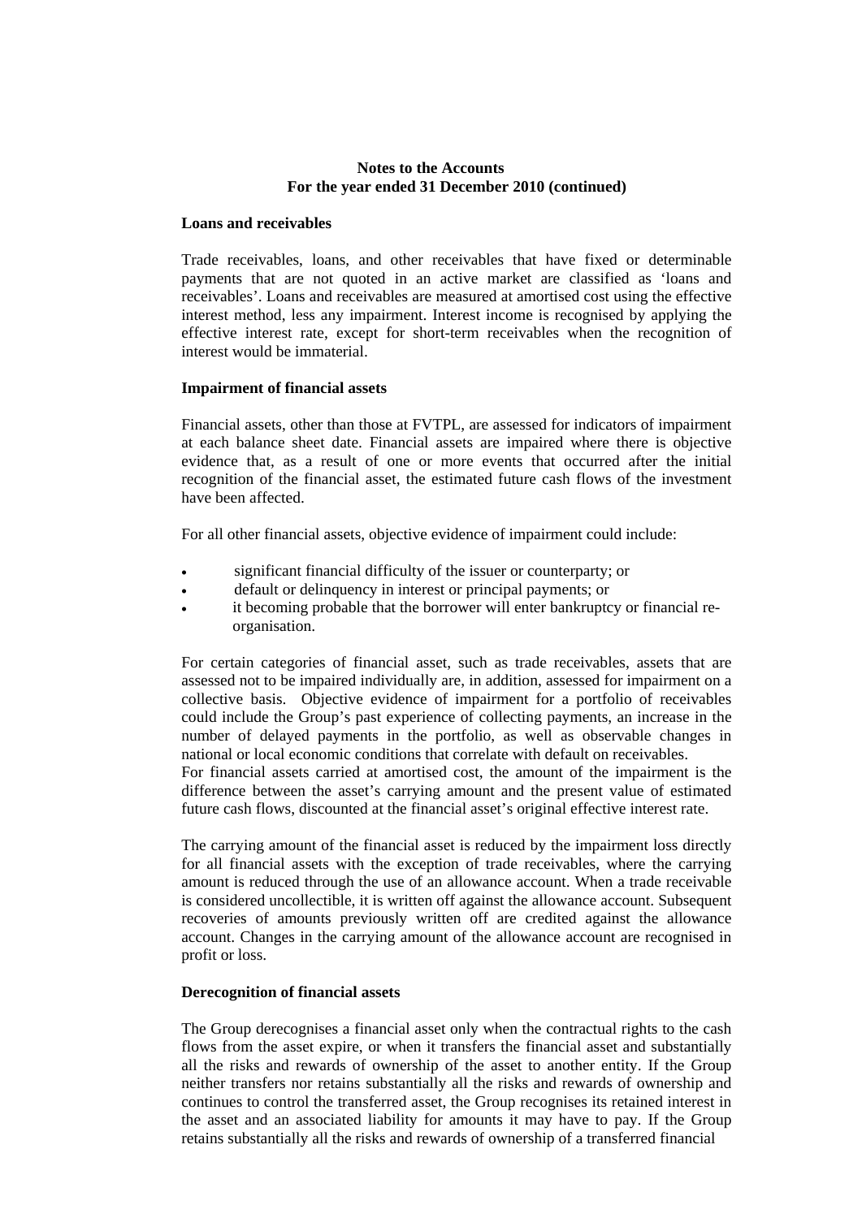**Notes to the Accounts**
**For the year ended 31 December 2010 (continued)**

**Loans and receivables**

Trade receivables, loans, and other receivables that have fixed or determinable payments that are not quoted in an active market are classified as 'loans and receivables'. Loans and receivables are measured at amortised cost using the effective interest method, less any impairment. Interest income is recognised by applying the effective interest rate, except for short-term receivables when the recognition of interest would be immaterial.

**Impairment of financial assets**

Financial assets, other than those at FVTPL, are assessed for indicators of impairment at each balance sheet date. Financial assets are impaired where there is objective evidence that, as a result of one or more events that occurred after the initial recognition of the financial asset, the estimated future cash flows of the investment have been affected.

For all other financial assets, objective evidence of impairment could include:

- significant financial difficulty of the issuer or counterparty; or
- default or delinquency in interest or principal payments; or
- it becoming probable that the borrower will enter bankruptcy or financial re-organisation.

For certain categories of financial asset, such as trade receivables, assets that are assessed not to be impaired individually are, in addition, assessed for impairment on a collective basis. Objective evidence of impairment for a portfolio of receivables could include the Group's past experience of collecting payments, an increase in the number of delayed payments in the portfolio, as well as observable changes in national or local economic conditions that correlate with default on receivables.
For financial assets carried at amortised cost, the amount of the impairment is the difference between the asset's carrying amount and the present value of estimated future cash flows, discounted at the financial asset's original effective interest rate.

The carrying amount of the financial asset is reduced by the impairment loss directly for all financial assets with the exception of trade receivables, where the carrying amount is reduced through the use of an allowance account. When a trade receivable is considered uncollectible, it is written off against the allowance account. Subsequent recoveries of amounts previously written off are credited against the allowance account. Changes in the carrying amount of the allowance account are recognised in profit or loss.

**Derecognition of financial assets**

The Group derecognises a financial asset only when the contractual rights to the cash flows from the asset expire, or when it transfers the financial asset and substantially all the risks and rewards of ownership of the asset to another entity. If the Group neither transfers nor retains substantially all the risks and rewards of ownership and continues to control the transferred asset, the Group recognises its retained interest in the asset and an associated liability for amounts it may have to pay. If the Group retains substantially all the risks and rewards of ownership of a transferred financial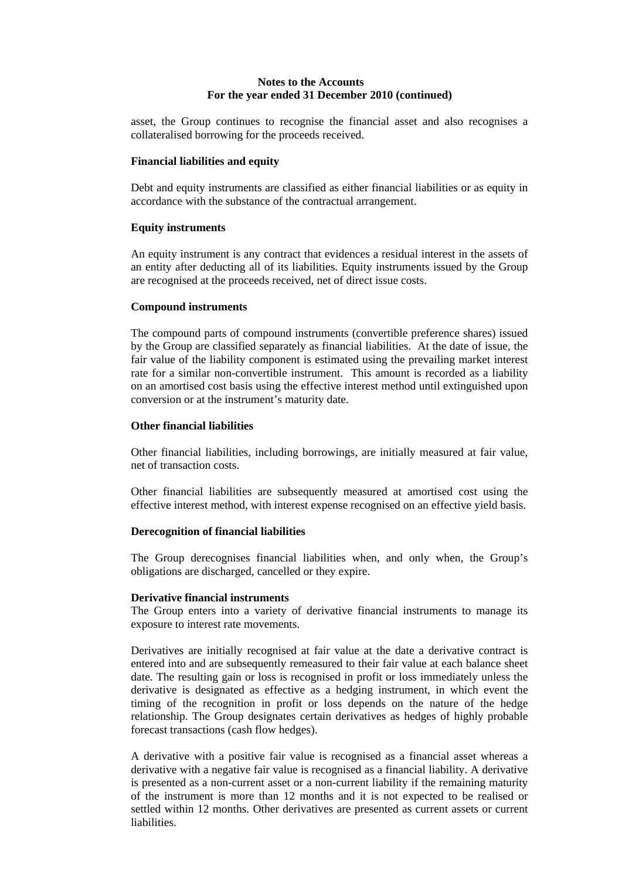asset, the Group continues to recognise the financial asset and also recognises a collateralised borrowing for the proceeds received.

**Financial liabilities and equity**

Debt and equity instruments are classified as either financial liabilities or as equity in accordance with the substance of the contractual arrangement.

**Equity instruments**

An equity instrument is any contract that evidences a residual interest in the assets of an entity after deducting all of its liabilities. Equity instruments issued by the Group are recognised at the proceeds received, net of direct issue costs.

**Compound instruments**

The compound parts of compound instruments (convertible preference shares) issued by the Group are classified separately as financial liabilities. At the date of issue, the fair value of the liability component is estimated using the prevailing market interest rate for a similar non-convertible instrument. This amount is recorded as a liability on an amortised cost basis using the effective interest method until extinguished upon conversion or at the instrument's maturity date.

**Other financial liabilities**

Other financial liabilities, including borrowings, are initially measured at fair value, net of transaction costs.

Other financial liabilities are subsequently measured at amortised cost using the effective interest method, with interest expense recognised on an effective yield basis.

**Derecognition of financial liabilities**

The Group derecognises financial liabilities when, and only when, the Group's obligations are discharged, cancelled or they expire.

**Derivative financial instruments**

The Group enters into a variety of derivative financial instruments to manage its exposure to interest rate movements.

Derivatives are initially recognised at fair value at the date a derivative contract is entered into and are subsequently remeasured to their fair value at each balance sheet date. The resulting gain or loss is recognised in profit or loss immediately unless the derivative is designated as effective as a hedging instrument, in which event the timing of the recognition in profit or loss depends on the nature of the hedge relationship. The Group designates certain derivatives as hedges of highly probable forecast transactions (cash flow hedges).

A derivative with a positive fair value is recognised as a financial asset whereas a derivative with a negative fair value is recognised as a financial liability. A derivative is presented as a non-current asset or a non-current liability if the remaining maturity of the instrument is more than 12 months and it is not expected to be realised or settled within 12 months. Other derivatives are presented as current assets or current liabilities.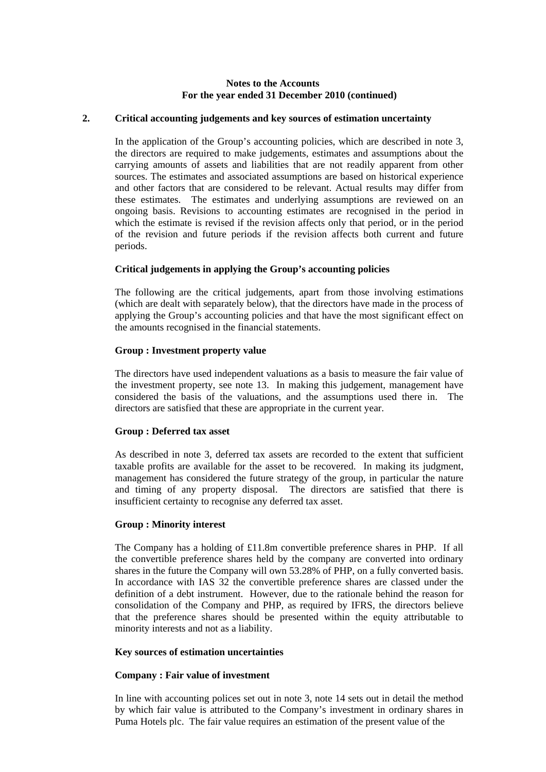**Notes to the Accounts**
**For the year ended 31 December 2010 (continued)**

## 2. Critical accounting judgements and key sources of estimation uncertainty

In the application of the Group's accounting policies, which are described in note 3, the directors are required to make judgements, estimates and assumptions about the carrying amounts of assets and liabilities that are not readily apparent from other sources. The estimates and associated assumptions are based on historical experience and other factors that are considered to be relevant. Actual results may differ from these estimates. The estimates and underlying assumptions are reviewed on an ongoing basis. Revisions to accounting estimates are recognised in the period in which the estimate is revised if the revision affects only that period, or in the period of the revision and future periods if the revision affects both current and future periods.

### Critical judgements in applying the Group's accounting policies

The following are the critical judgements, apart from those involving estimations (which are dealt with separately below), that the directors have made in the process of applying the Group's accounting policies and that have the most significant effect on the amounts recognised in the financial statements.

**Group : Investment property value**

The directors have used independent valuations as a basis to measure the fair value of the investment property, see note 13. In making this judgement, management have considered the basis of the valuations, and the assumptions used there in. The directors are satisfied that these are appropriate in the current year.

**Group : Deferred tax asset**

As described in note 3, deferred tax assets are recorded to the extent that sufficient taxable profits are available for the asset to be recovered. In making its judgment, management has considered the future strategy of the group, in particular the nature and timing of any property disposal. The directors are satisfied that there is insufficient certainty to recognise any deferred tax asset.

**Group : Minority interest**

The Company has a holding of £11.8m convertible preference shares in PHP. If all the convertible preference shares held by the company are converted into ordinary shares in the future the Company will own 53.28% of PHP, on a fully converted basis. In accordance with IAS 32 the convertible preference shares are classed under the definition of a debt instrument. However, due to the rationale behind the reason for consolidation of the Company and PHP, as required by IFRS, the directors believe that the preference shares should be presented within the equity attributable to minority interests and not as a liability.

### Key sources of estimation uncertainties

**Company : Fair value of investment**

In line with accounting polices set out in note 3, note 14 sets out in detail the method by which fair value is attributed to the Company's investment in ordinary shares in Puma Hotels plc. The fair value requires an estimation of the present value of the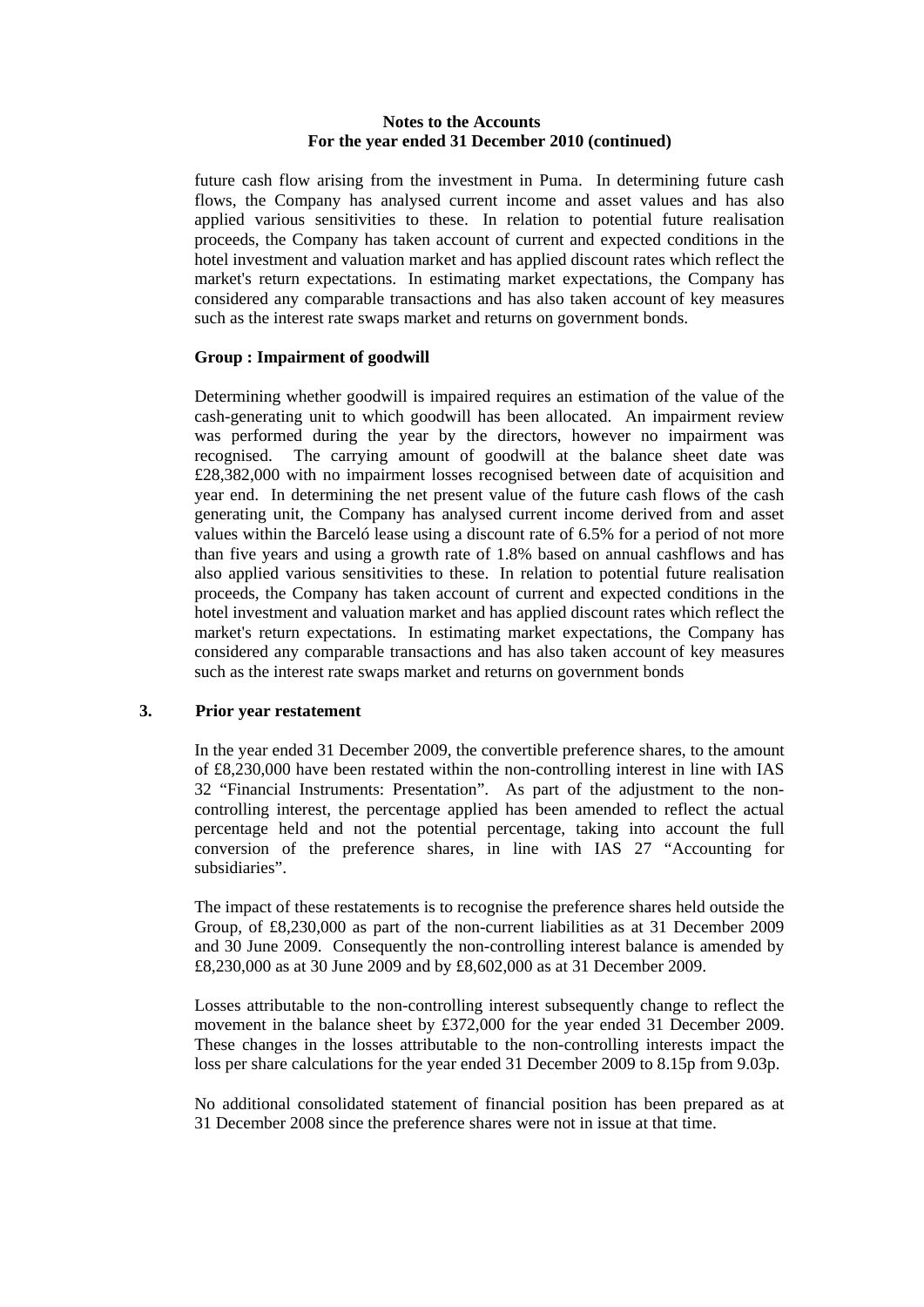future cash flow arising from the investment in Puma. In determining future cash flows, the Company has analysed current income and asset values and has also applied various sensitivities to these. In relation to potential future realisation proceeds, the Company has taken account of current and expected conditions in the hotel investment and valuation market and has applied discount rates which reflect the market's return expectations. In estimating market expectations, the Company has considered any comparable transactions and has also taken account of key measures such as the interest rate swaps market and returns on government bonds.

**Group : Impairment of goodwill**

Determining whether goodwill is impaired requires an estimation of the value of the cash-generating unit to which goodwill has been allocated. An impairment review was performed during the year by the directors, however no impairment was recognised. The carrying amount of goodwill at the balance sheet date was £28,382,000 with no impairment losses recognised between date of acquisition and year end. In determining the net present value of the future cash flows of the cash generating unit, the Company has analysed current income derived from and asset values within the Barceló lease using a discount rate of 6.5% for a period of not more than five years and using a growth rate of 1.8% based on annual cashflows and has also applied various sensitivities to these. In relation to potential future realisation proceeds, the Company has taken account of current and expected conditions in the hotel investment and valuation market and has applied discount rates which reflect the market's return expectations. In estimating market expectations, the Company has considered any comparable transactions and has also taken account of key measures such as the interest rate swaps market and returns on government bonds

## 3. Prior year restatement

In the year ended 31 December 2009, the convertible preference shares, to the amount of £8,230,000 have been restated within the non-controlling interest in line with IAS 32 "Financial Instruments: Presentation". As part of the adjustment to the non-controlling interest, the percentage applied has been amended to reflect the actual percentage held and not the potential percentage, taking into account the full conversion of the preference shares, in line with IAS 27 "Accounting for subsidiaries".

The impact of these restatements is to recognise the preference shares held outside the Group, of £8,230,000 as part of the non-current liabilities as at 31 December 2009 and 30 June 2009. Consequently the non-controlling interest balance is amended by £8,230,000 as at 30 June 2009 and by £8,602,000 as at 31 December 2009.

Losses attributable to the non-controlling interest subsequently change to reflect the movement in the balance sheet by £372,000 for the year ended 31 December 2009. These changes in the losses attributable to the non-controlling interests impact the loss per share calculations for the year ended 31 December 2009 to 8.15p from 9.03p.

No additional consolidated statement of financial position has been prepared as at 31 December 2008 since the preference shares were not in issue at that time.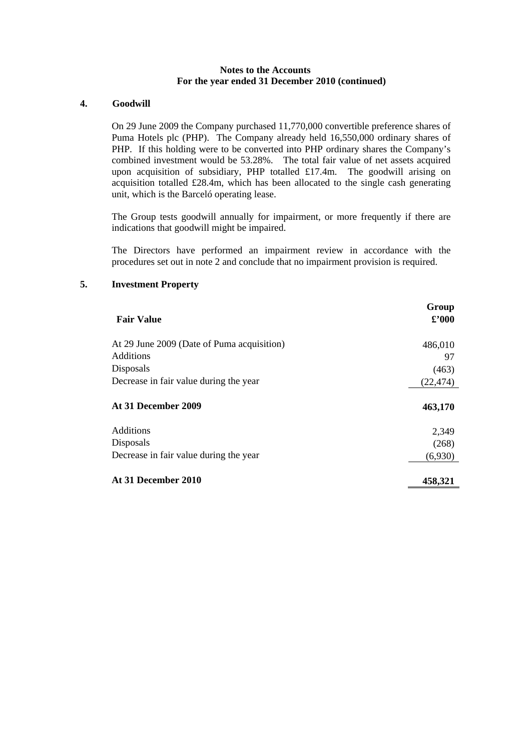**Notes to the Accounts**
**For the year ended 31 December 2010 (continued)**

## 4. Goodwill

On 29 June 2009 the Company purchased 11,770,000 convertible preference shares of Puma Hotels plc (PHP). The Company already held 16,550,000 ordinary shares of PHP. If this holding were to be converted into PHP ordinary shares the Company's combined investment would be 53.28%. The total fair value of net assets acquired upon acquisition of subsidiary, PHP totalled £17.4m. The goodwill arising on acquisition totalled £28.4m, which has been allocated to the single cash generating unit, which is the Barceló operating lease.

The Group tests goodwill annually for impairment, or more frequently if there are indications that goodwill might be impaired.

The Directors have performed an impairment review in accordance with the procedures set out in note 2 and conclude that no impairment provision is required.

## 5. Investment Property

| **Fair Value** | **Group £'000** |
|---|---|
| At 29 June 2009 (Date of Puma acquisition) | 486,010 |
| Additions | 97 |
| Disposals | (463) |
| Decrease in fair value during the year | (22,474) |
| **At 31 December 2009** | **463,170** |
| Additions | 2,349 |
| Disposals | (268) |
| Decrease in fair value during the year | (6,930) |
| **At 31 December 2010** | **458,321** |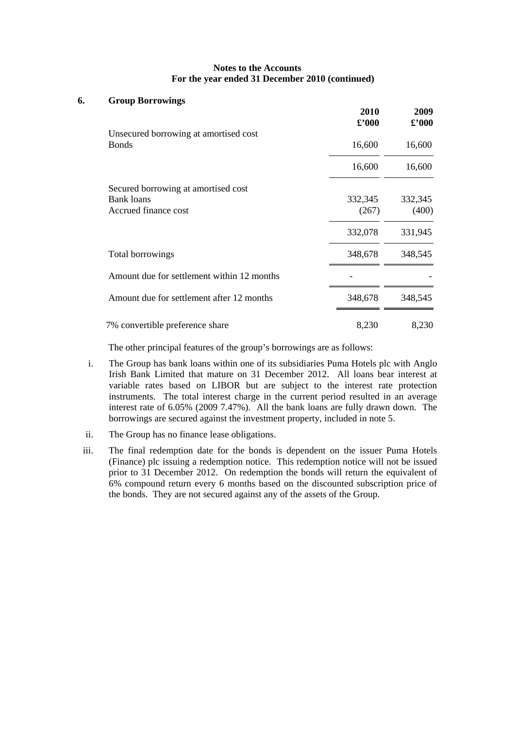**Notes to the Accounts**
**For the year ended 31 December 2010 (continued)**

## 6. Group Borrowings

| | 2010 £'000 | 2009 £'000 |
|---|---|---|
| Unsecured borrowing at amortised cost | | |
| Bonds | 16,600 | 16,600 |
| | 16,600 | 16,600 |
| Secured borrowing at amortised cost | | |
| Bank loans | 332,345 | 332,345 |
| Accrued finance cost | (267) | (400) |
| | 332,078 | 331,945 |
| Total borrowings | 348,678 | 348,545 |
| Amount due for settlement within 12 months | - | - |
| Amount due for settlement after 12 months | 348,678 | 348,545 |
| 7% convertible preference share | 8,230 | 8,230 |

The other principal features of the group's borrowings are as follows:

i. The Group has bank loans within one of its subsidiaries Puma Hotels plc with Anglo Irish Bank Limited that mature on 31 December 2012. All loans bear interest at variable rates based on LIBOR but are subject to the interest rate protection instruments. The total interest charge in the current period resulted in an average interest rate of 6.05% (2009 7.47%). All the bank loans are fully drawn down. The borrowings are secured against the investment property, included in note 5.

ii. The Group has no finance lease obligations.

iii. The final redemption date for the bonds is dependent on the issuer Puma Hotels (Finance) plc issuing a redemption notice. This redemption notice will not be issued prior to 31 December 2012. On redemption the bonds will return the equivalent of 6% compound return every 6 months based on the discounted subscription price of the bonds. They are not secured against any of the assets of the Group.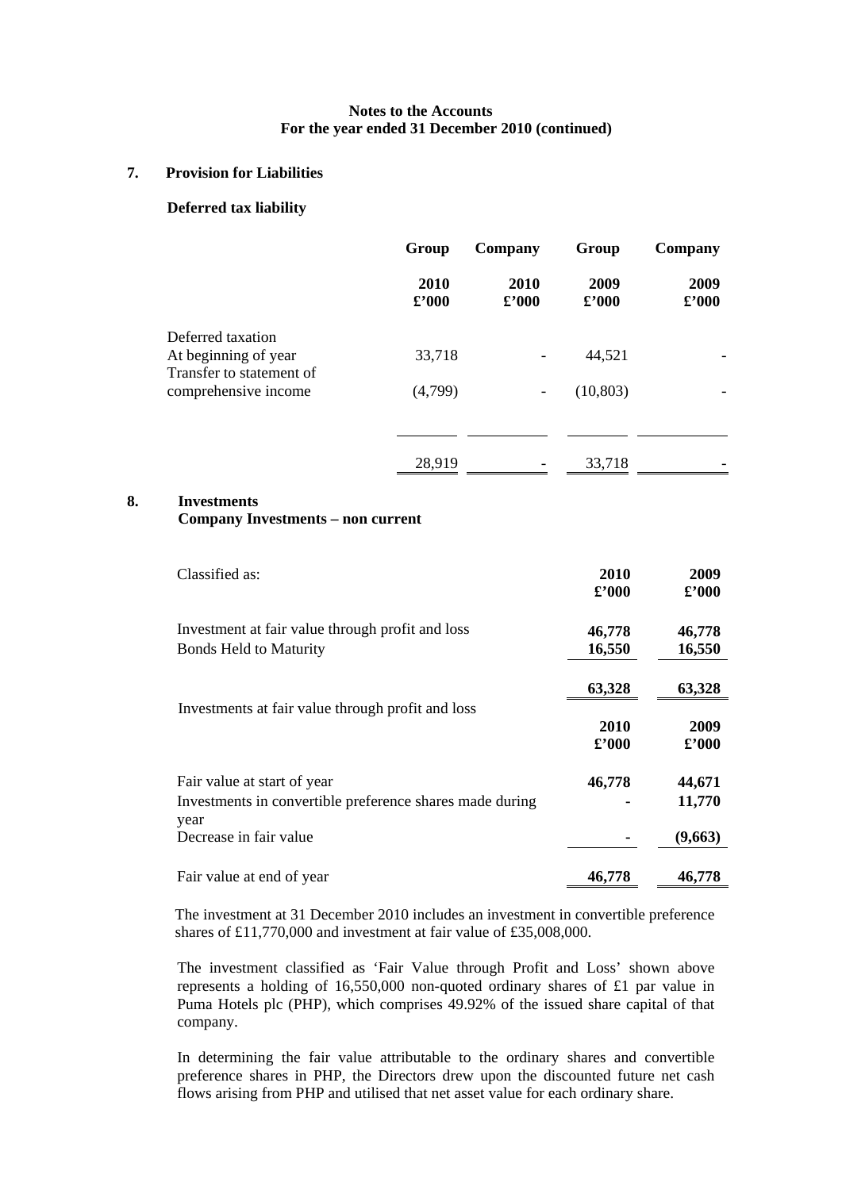**Notes to the Accounts**
**For the year ended 31 December 2010 (continued)**

## 7. Provision for Liabilities

### Deferred tax liability

| | Group 2010 £'000 | Company 2010 £'000 | Group 2009 £'000 | Company 2009 £'000 |
|---|---|---|---|---|
| Deferred taxation | | | | |
| At beginning of year | 33,718 | - | 44,521 | - |
| Transfer to statement of comprehensive income | (4,799) | - | (10,803) | - |
| | 28,919 | - | 33,718 | - |

## 8. Investments

### Company Investments – non current

| Classified as: | 2010 £'000 | 2009 £'000 |
|---|---|---|
| Investment at fair value through profit and loss | **46,778** | **46,778** |
| Bonds Held to Maturity | **16,550** | **16,550** |
| | **63,328** | **63,328** |

| Investments at fair value through profit and loss | 2010 £'000 | 2009 £'000 |
|---|---|---|
| Fair value at start of year | **46,778** | **44,671** |
| Investments in convertible preference shares made during year | **-** | **11,770** |
| Decrease in fair value | **-** | **(9,663)** |
| Fair value at end of year | **46,778** | **46,778** |

The investment at 31 December 2010 includes an investment in convertible preference shares of £11,770,000 and investment at fair value of £35,008,000.

The investment classified as 'Fair Value through Profit and Loss' shown above represents a holding of 16,550,000 non-quoted ordinary shares of £1 par value in Puma Hotels plc (PHP), which comprises 49.92% of the issued share capital of that company.

In determining the fair value attributable to the ordinary shares and convertible preference shares in PHP, the Directors drew upon the discounted future net cash flows arising from PHP and utilised that net asset value for each ordinary share.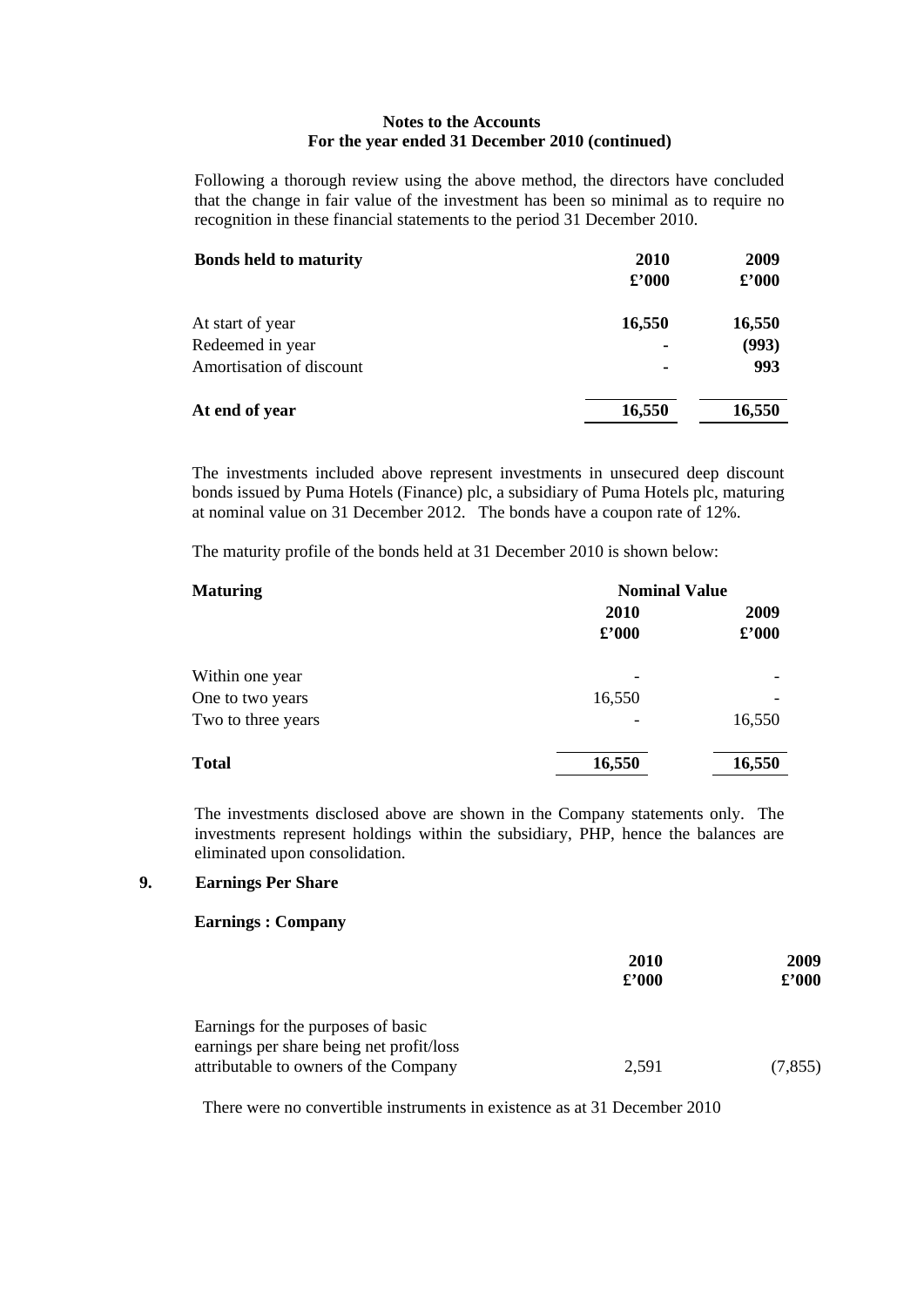**Notes to the Accounts**
**For the year ended 31 December 2010 (continued)**

Following a thorough review using the above method, the directors have concluded that the change in fair value of the investment has been so minimal as to require no recognition in these financial statements to the period 31 December 2010.

| **Bonds held to maturity** | **2010**<br>**£'000** | **2009**<br>**£'000** |
|---|---|---|
| At start of year | **16,550** | **16,550** |
| Redeemed in year | **-** | **(993)** |
| Amortisation of discount | **-** | **993** |
| **At end of year** | **16,550** | **16,550** |

The investments included above represent investments in unsecured deep discount bonds issued by Puma Hotels (Finance) plc, a subsidiary of Puma Hotels plc, maturing at nominal value on 31 December 2012. The bonds have a coupon rate of 12%.

The maturity profile of the bonds held at 31 December 2010 is shown below:

| **Maturing** | **Nominal Value** | |
|---|---|---|
| | **2010**<br>**£'000** | **2009**<br>**£'000** |
| Within one year | - | - |
| One to two years | 16,550 | - |
| Two to three years | - | 16,550 |
| **Total** | **16,550** | **16,550** |

The investments disclosed above are shown in the Company statements only. The investments represent holdings within the subsidiary, PHP, hence the balances are eliminated upon consolidation.

## 9. Earnings Per Share

**Earnings : Company**

| | **2010**<br>**£'000** | **2009**<br>**£'000** |
|---|---|---|
| Earnings for the purposes of basic earnings per share being net profit/loss attributable to owners of the Company | 2,591 | (7,855) |

There were no convertible instruments in existence as at 31 December 2010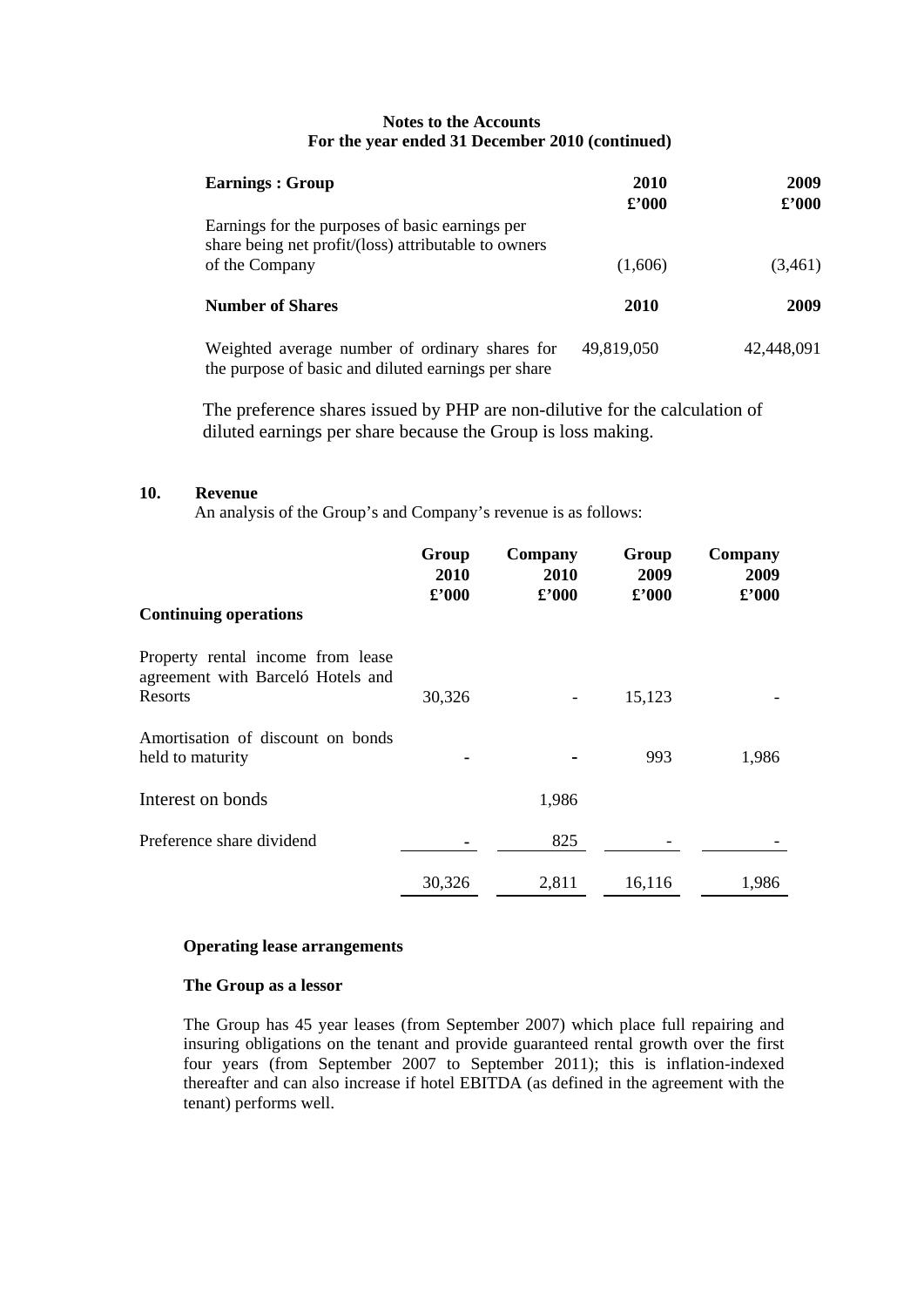**Notes to the Accounts**
**For the year ended 31 December 2010 (continued)**

| **Earnings : Group** | **2010**<br>**£'000** | **2009**<br>**£'000** |
|---|---|---|
| Earnings for the purposes of basic earnings per share being net profit/(loss) attributable to owners of the Company | (1,606) | (3,461) |
| **Number of Shares** | **2010** | **2009** |
| Weighted average number of ordinary shares for the purpose of basic and diluted earnings per share | 49,819,050 | 42,448,091 |

The preference shares issued by PHP are non-dilutive for the calculation of diluted earnings per share because the Group is loss making.

## 10. Revenue

An analysis of the Group's and Company's revenue is as follows:

| **Continuing operations** | **Group**<br>**2010**<br>**£'000** | **Company**<br>**2010**<br>**£'000** | **Group**<br>**2009**<br>**£'000** | **Company**<br>**2009**<br>**£'000** |
|---|---|---|---|---|
| Property rental income from lease agreement with Barceló Hotels and Resorts | 30,326 | - | 15,123 | - |
| Amortisation of discount on bonds held to maturity | - | - | 993 | 1,986 |
| Interest on bonds | | 1,986 | | |
| Preference share dividend | - | 825 | - | - |
| | 30,326 | 2,811 | 16,116 | 1,986 |

**Operating lease arrangements**

**The Group as a lessor**

The Group has 45 year leases (from September 2007) which place full repairing and insuring obligations on the tenant and provide guaranteed rental growth over the first four years (from September 2007 to September 2011); this is inflation-indexed thereafter and can also increase if hotel EBITDA (as defined in the agreement with the tenant) performs well.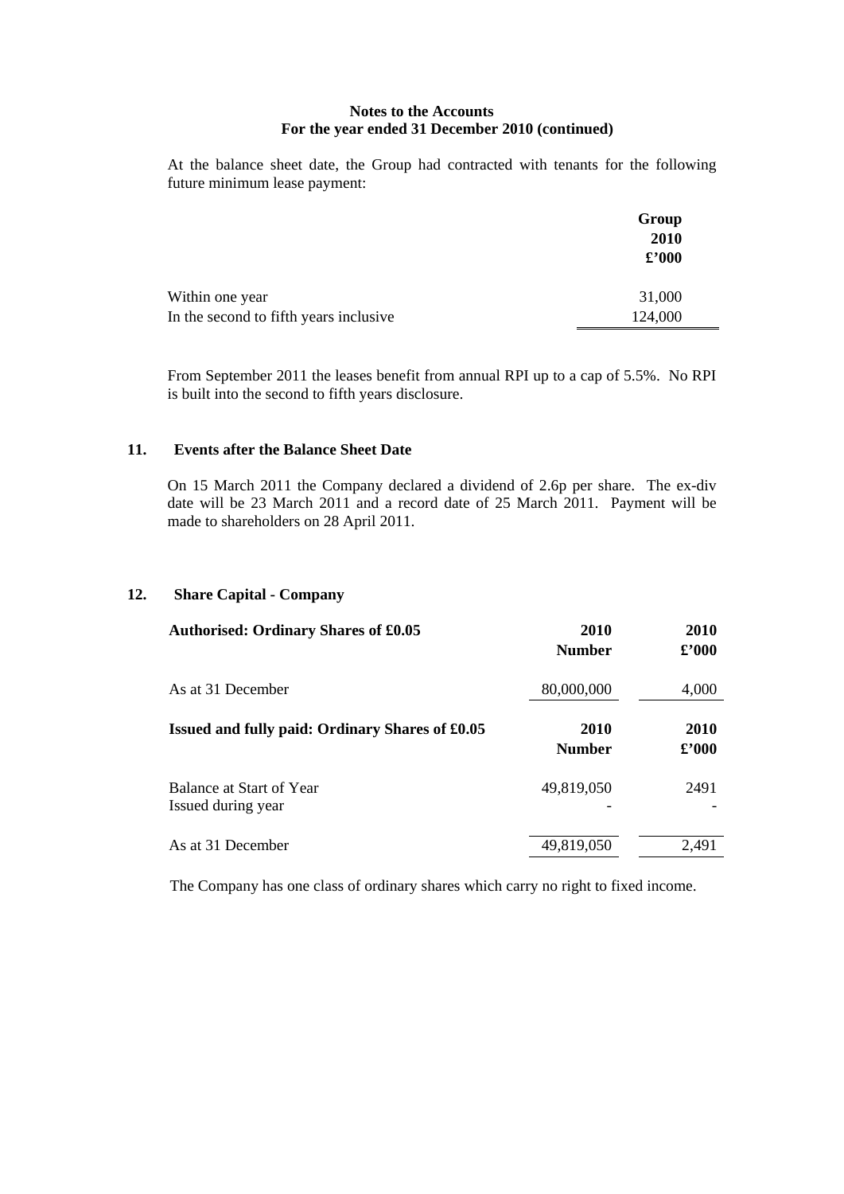**Notes to the Accounts**
**For the year ended 31 December 2010 (continued)**

At the balance sheet date, the Group had contracted with tenants for the following future minimum lease payment:

| | Group 2010 £'000 |
|---|---|
| Within one year | 31,000 |
| In the second to fifth years inclusive | 124,000 |

From September 2011 the leases benefit from annual RPI up to a cap of 5.5%. No RPI is built into the second to fifth years disclosure.

## 11. Events after the Balance Sheet Date

On 15 March 2011 the Company declared a dividend of 2.6p per share. The ex-div date will be 23 March 2011 and a record date of 25 March 2011. Payment will be made to shareholders on 28 April 2011.

## 12. Share Capital - Company

| **Authorised: Ordinary Shares of £0.05** | **2010 Number** | **2010 £'000** |
|---|---|---|
| As at 31 December | 80,000,000 | 4,000 |

| **Issued and fully paid: Ordinary Shares of £0.05** | **2010 Number** | **2010 £'000** |
|---|---|---|
| Balance at Start of Year | 49,819,050 | 2491 |
| Issued during year | - | - |
| As at 31 December | 49,819,050 | 2,491 |

The Company has one class of ordinary shares which carry no right to fixed income.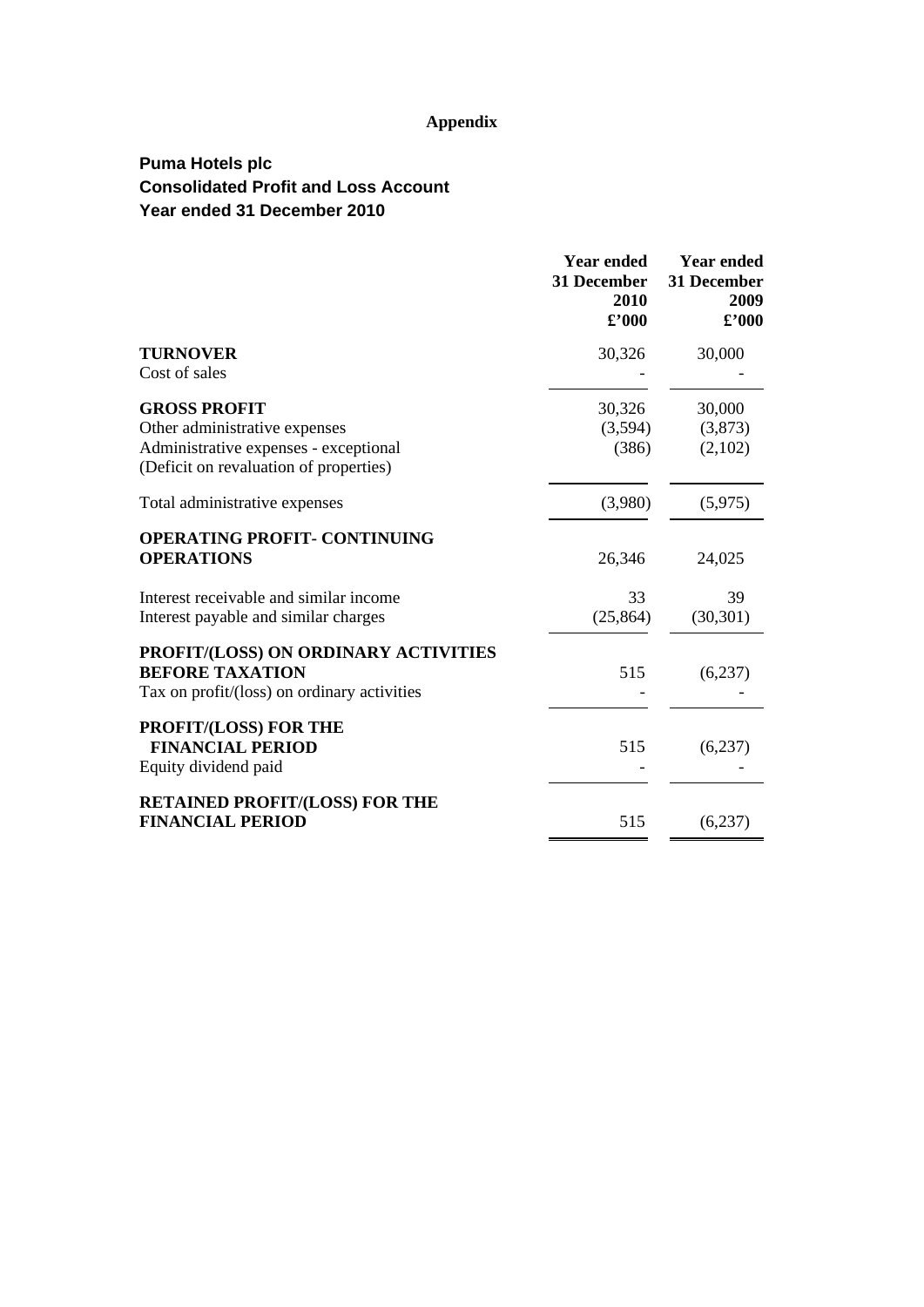# Appendix

## Puma Hotels plc
## Consolidated Profit and Loss Account
## Year ended 31 December 2010

| | Year ended 31 December 2010 £'000 | Year ended 31 December 2009 £'000 |
|---|---|---|
| **TURNOVER** | 30,326 | 30,000 |
| Cost of sales | - | - |
| **GROSS PROFIT** | 30,326 | 30,000 |
| Other administrative expenses | (3,594) | (3,873) |
| Administrative expenses - exceptional (Deficit on revaluation of properties) | (386) | (2,102) |
| Total administrative expenses | (3,980) | (5,975) |
| **OPERATING PROFIT- CONTINUING OPERATIONS** | 26,346 | 24,025 |
| Interest receivable and similar income | 33 | 39 |
| Interest payable and similar charges | (25,864) | (30,301) |
| **PROFIT/(LOSS) ON ORDINARY ACTIVITIES BEFORE TAXATION** | 515 | (6,237) |
| Tax on profit/(loss) on ordinary activities | - | - |
| **PROFIT/(LOSS) FOR THE FINANCIAL PERIOD** | 515 | (6,237) |
| Equity dividend paid | - | - |
| **RETAINED PROFIT/(LOSS) FOR THE FINANCIAL PERIOD** | 515 | (6,237) |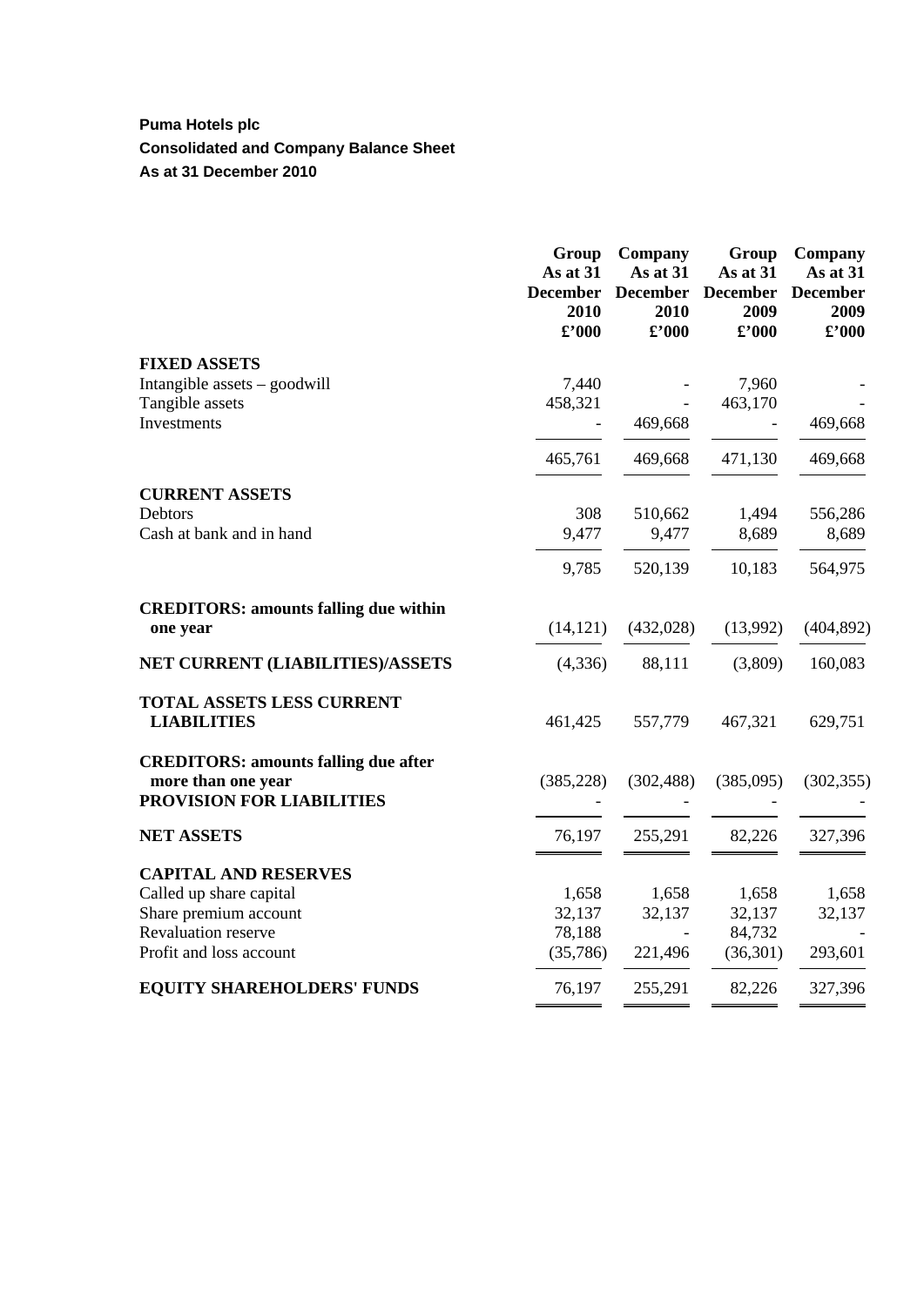**Puma Hotels plc**

**Consolidated and Company Balance Sheet**

**As at 31 December 2010**

| | Group As at 31 December 2010 £'000 | Company As at 31 December 2010 £'000 | Group As at 31 December 2009 £'000 | Company As at 31 December 2009 £'000 |
|---|---|---|---|---|
| **FIXED ASSETS** | | | | |
| Intangible assets – goodwill | 7,440 | - | 7,960 | - |
| Tangible assets | 458,321 | - | 463,170 | - |
| Investments | - | 469,668 | - | 469,668 |
| | 465,761 | 469,668 | 471,130 | 469,668 |
| **CURRENT ASSETS** | | | | |
| Debtors | 308 | 510,662 | 1,494 | 556,286 |
| Cash at bank and in hand | 9,477 | 9,477 | 8,689 | 8,689 |
| | 9,785 | 520,139 | 10,183 | 564,975 |
| **CREDITORS: amounts falling due within one year** | (14,121) | (432,028) | (13,992) | (404,892) |
| **NET CURRENT (LIABILITIES)/ASSETS** | (4,336) | 88,111 | (3,809) | 160,083 |
| **TOTAL ASSETS LESS CURRENT LIABILITIES** | 461,425 | 557,779 | 467,321 | 629,751 |
| **CREDITORS: amounts falling due after more than one year** | (385,228) | (302,488) | (385,095) | (302,355) |
| **PROVISION FOR LIABILITIES** | - | - | - | - |
| **NET ASSETS** | 76,197 | 255,291 | 82,226 | 327,396 |
| **CAPITAL AND RESERVES** | | | | |
| Called up share capital | 1,658 | 1,658 | 1,658 | 1,658 |
| Share premium account | 32,137 | 32,137 | 32,137 | 32,137 |
| Revaluation reserve | 78,188 | - | 84,732 | - |
| Profit and loss account | (35,786) | 221,496 | (36,301) | 293,601 |
| **EQUITY SHAREHOLDERS' FUNDS** | 76,197 | 255,291 | 82,226 | 327,396 |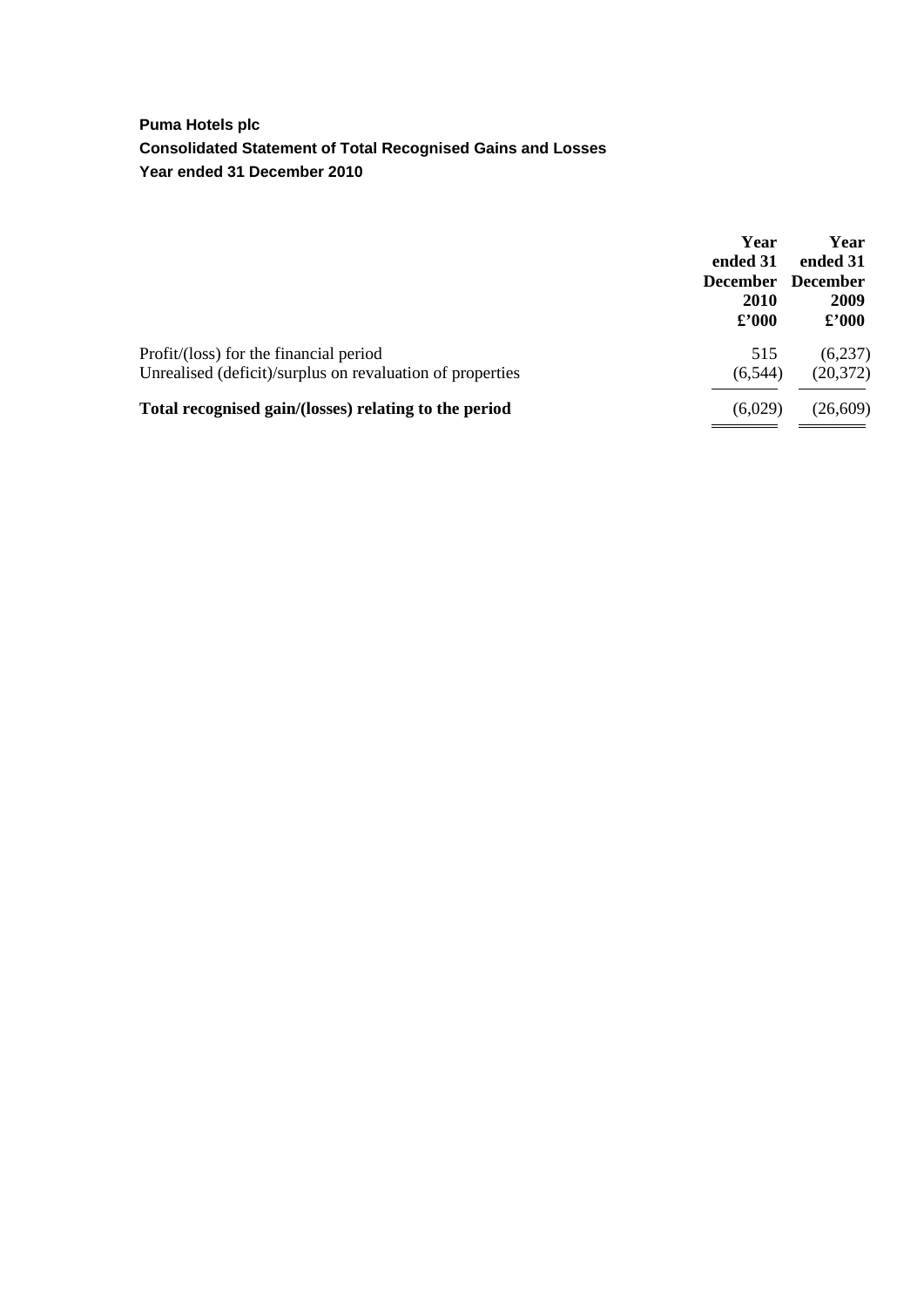**Puma Hotels plc**

**Consolidated Statement of Total Recognised Gains and Losses**

**Year ended 31 December 2010**

| | **Year ended 31 December 2010 £'000** | **Year ended 31 December 2009 £'000** |
|---|---|---|
| Profit/(loss) for the financial period | 515 | (6,237) |
| Unrealised (deficit)/surplus on revaluation of properties | (6,544) | (20,372) |
| **Total recognised gain/(losses) relating to the period** | (6,029) | (26,609) |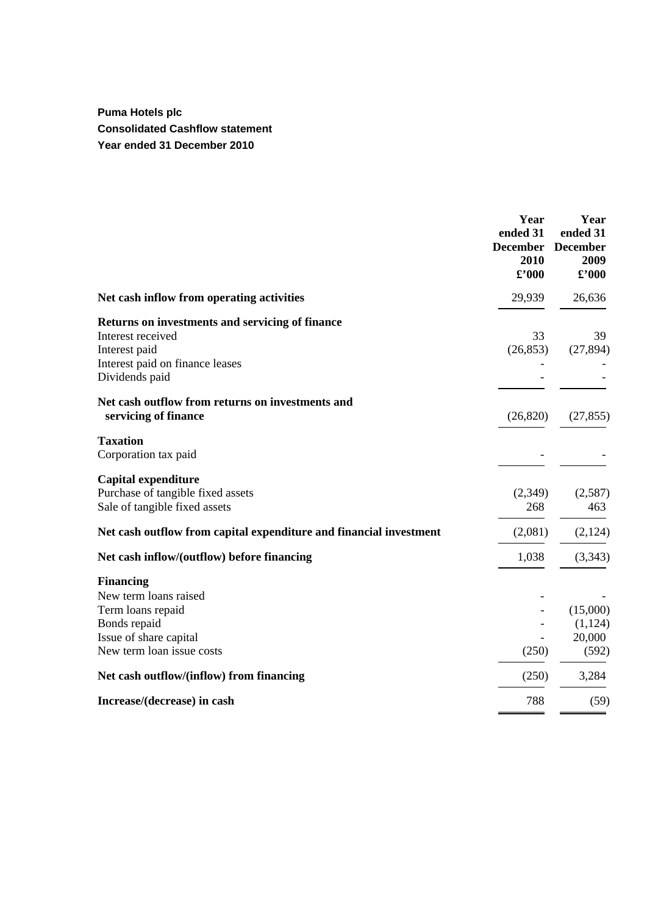**Puma Hotels plc**
**Consolidated Cashflow statement**
**Year ended 31 December 2010**

| | Year ended 31 December 2010 £'000 | Year ended 31 December 2009 £'000 |
|---|---|---|
| **Net cash inflow from operating activities** | 29,939 | 26,636 |
| **Returns on investments and servicing of finance** | | |
| Interest received | 33 | 39 |
| Interest paid | (26,853) | (27,894) |
| Interest paid on finance leases | - | - |
| Dividends paid | - | - |
| **Net cash outflow from returns on investments and servicing of finance** | (26,820) | (27,855) |
| **Taxation** | | |
| Corporation tax paid | - | - |
| **Capital expenditure** | | |
| Purchase of tangible fixed assets | (2,349) | (2,587) |
| Sale of tangible fixed assets | 268 | 463 |
| **Net cash outflow from capital expenditure and financial investment** | (2,081) | (2,124) |
| **Net cash inflow/(outflow) before financing** | 1,038 | (3,343) |
| **Financing** | | |
| New term loans raised | - | - |
| Term loans repaid | - | (15,000) |
| Bonds repaid | - | (1,124) |
| Issue of share capital | - | 20,000 |
| New term loan issue costs | (250) | (592) |
| **Net cash outflow/(inflow) from financing** | (250) | 3,284 |
| **Increase/(decrease) in cash** | 788 | (59) |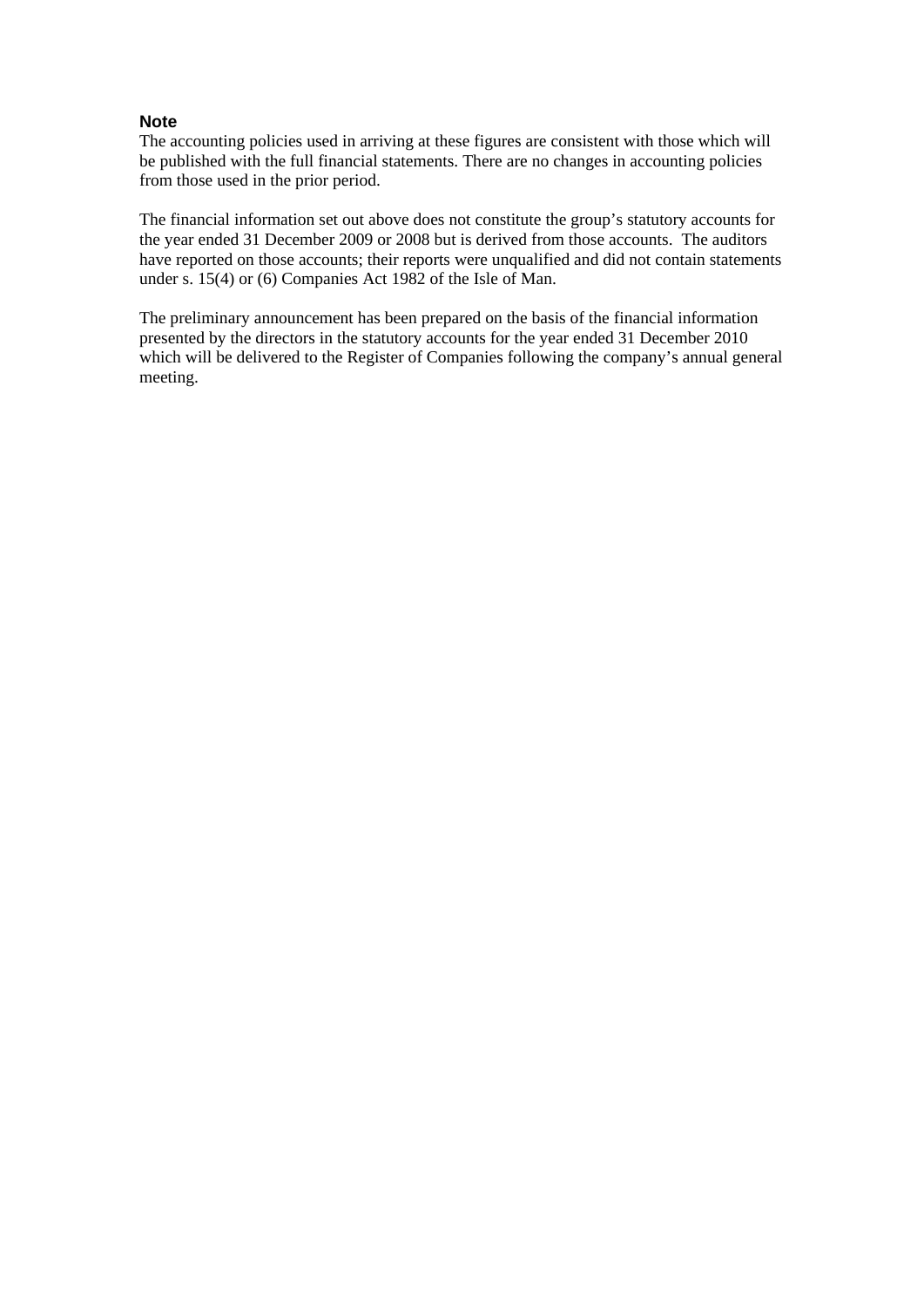**Note**

The accounting policies used in arriving at these figures are consistent with those which will be published with the full financial statements. There are no changes in accounting policies from those used in the prior period.

The financial information set out above does not constitute the group's statutory accounts for the year ended 31 December 2009 or 2008 but is derived from those accounts. The auditors have reported on those accounts; their reports were unqualified and did not contain statements under s. 15(4) or (6) Companies Act 1982 of the Isle of Man.

The preliminary announcement has been prepared on the basis of the financial information presented by the directors in the statutory accounts for the year ended 31 December 2010 which will be delivered to the Register of Companies following the company's annual general meeting.